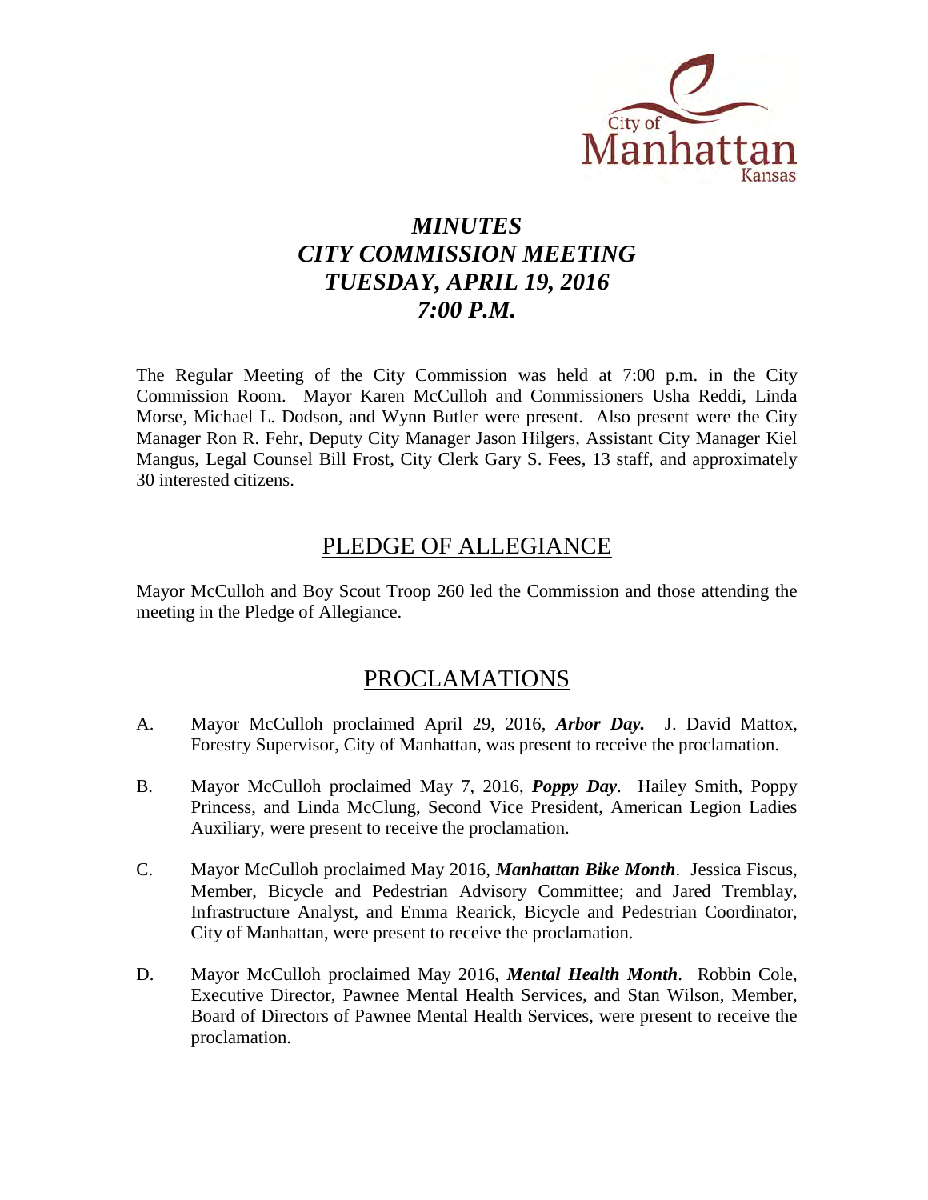# *MINUTES*
# *CITY COMMISSION MEETING*
# *TUESDAY, APRIL 19, 2016*
# *7:00 P.M.*

The Regular Meeting of the City Commission was held at 7:00 p.m. in the City Commission Room. Mayor Karen McCulloh and Commissioners Usha Reddi, Linda Morse, Michael L. Dodson, and Wynn Butler were present. Also present were the City Manager Ron R. Fehr, Deputy City Manager Jason Hilgers, Assistant City Manager Kiel Mangus, Legal Counsel Bill Frost, City Clerk Gary S. Fees, 13 staff, and approximately 30 interested citizens.

## PLEDGE OF ALLEGIANCE

Mayor McCulloh and Boy Scout Troop 260 led the Commission and those attending the meeting in the Pledge of Allegiance.

## PROCLAMATIONS

A. Mayor McCulloh proclaimed April 29, 2016, ***Arbor Day.*** J. David Mattox, Forestry Supervisor, City of Manhattan, was present to receive the proclamation.

B. Mayor McCulloh proclaimed May 7, 2016, ***Poppy Day***. Hailey Smith, Poppy Princess, and Linda McClung, Second Vice President, American Legion Ladies Auxiliary, were present to receive the proclamation.

C. Mayor McCulloh proclaimed May 2016, ***Manhattan Bike Month***. Jessica Fiscus, Member, Bicycle and Pedestrian Advisory Committee; and Jared Tremblay, Infrastructure Analyst, and Emma Rearick, Bicycle and Pedestrian Coordinator, City of Manhattan, were present to receive the proclamation.

D. Mayor McCulloh proclaimed May 2016, ***Mental Health Month***. Robbin Cole, Executive Director, Pawnee Mental Health Services, and Stan Wilson, Member, Board of Directors of Pawnee Mental Health Services, were present to receive the proclamation.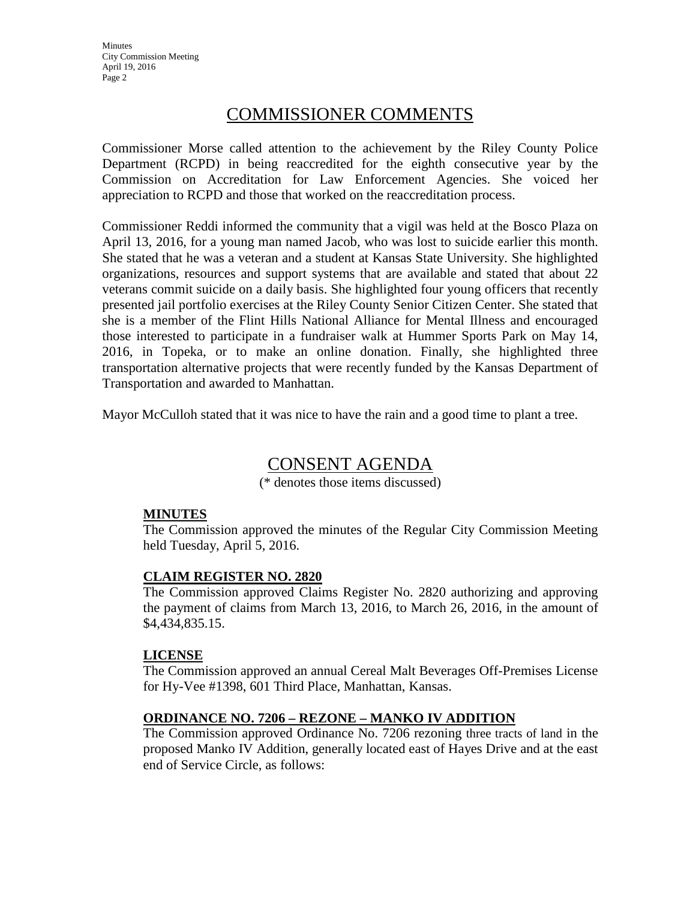## COMMISSIONER COMMENTS

Commissioner Morse called attention to the achievement by the Riley County Police Department (RCPD) in being reaccredited for the eighth consecutive year by the Commission on Accreditation for Law Enforcement Agencies. She voiced her appreciation to RCPD and those that worked on the reaccreditation process.

Commissioner Reddi informed the community that a vigil was held at the Bosco Plaza on April 13, 2016, for a young man named Jacob, who was lost to suicide earlier this month. She stated that he was a veteran and a student at Kansas State University. She highlighted organizations, resources and support systems that are available and stated that about 22 veterans commit suicide on a daily basis. She highlighted four young officers that recently presented jail portfolio exercises at the Riley County Senior Citizen Center. She stated that she is a member of the Flint Hills National Alliance for Mental Illness and encouraged those interested to participate in a fundraiser walk at Hummer Sports Park on May 14, 2016, in Topeka, or to make an online donation. Finally, she highlighted three transportation alternative projects that were recently funded by the Kansas Department of Transportation and awarded to Manhattan.

Mayor McCulloh stated that it was nice to have the rain and a good time to plant a tree.

## CONSENT AGENDA

(* denotes those items discussed)

**MINUTES**

The Commission approved the minutes of the Regular City Commission Meeting held Tuesday, April 5, 2016.

**CLAIM REGISTER NO. 2820**

The Commission approved Claims Register No. 2820 authorizing and approving the payment of claims from March 13, 2016, to March 26, 2016, in the amount of $4,434,835.15.

**LICENSE**

The Commission approved an annual Cereal Malt Beverages Off-Premises License for Hy-Vee #1398, 601 Third Place, Manhattan, Kansas.

**ORDINANCE NO. 7206 – REZONE – MANKO IV ADDITION**

The Commission approved Ordinance No. 7206 rezoning three tracts of land in the proposed Manko IV Addition, generally located east of Hayes Drive and at the east end of Service Circle, as follows: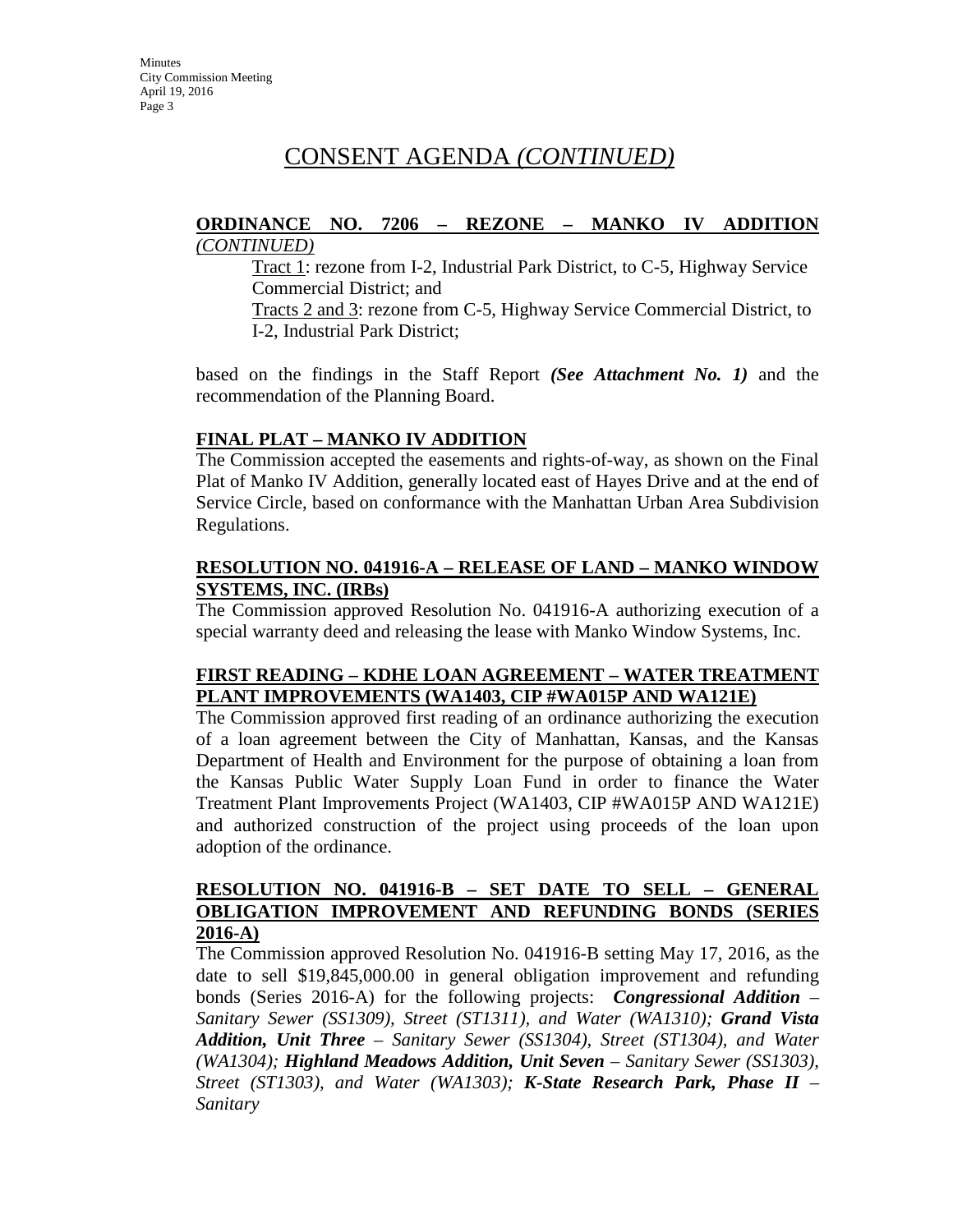# CONSENT AGENDA *(CONTINUED)*

**ORDINANCE NO. 7206 – REZONE – MANKO IV ADDITION** *(CONTINUED)*

Tract 1: rezone from I-2, Industrial Park District, to C-5, Highway Service Commercial District; and

Tracts 2 and 3: rezone from C-5, Highway Service Commercial District, to I-2, Industrial Park District;

based on the findings in the Staff Report ***(See Attachment No. 1)*** and the recommendation of the Planning Board.

**FINAL PLAT – MANKO IV ADDITION**

The Commission accepted the easements and rights-of-way, as shown on the Final Plat of Manko IV Addition, generally located east of Hayes Drive and at the end of Service Circle, based on conformance with the Manhattan Urban Area Subdivision Regulations.

**RESOLUTION NO. 041916-A – RELEASE OF LAND – MANKO WINDOW SYSTEMS, INC. (IRBs)**

The Commission approved Resolution No. 041916-A authorizing execution of a special warranty deed and releasing the lease with Manko Window Systems, Inc.

**FIRST READING – KDHE LOAN AGREEMENT – WATER TREATMENT PLANT IMPROVEMENTS (WA1403, CIP #WA015P AND WA121E)**

The Commission approved first reading of an ordinance authorizing the execution of a loan agreement between the City of Manhattan, Kansas, and the Kansas Department of Health and Environment for the purpose of obtaining a loan from the Kansas Public Water Supply Loan Fund in order to finance the Water Treatment Plant Improvements Project (WA1403, CIP #WA015P AND WA121E) and authorized construction of the project using proceeds of the loan upon adoption of the ordinance.

**RESOLUTION NO. 041916-B – SET DATE TO SELL – GENERAL OBLIGATION IMPROVEMENT AND REFUNDING BONDS (SERIES 2016-A)**

The Commission approved Resolution No. 041916-B setting May 17, 2016, as the date to sell $19,845,000.00 in general obligation improvement and refunding bonds (Series 2016-A) for the following projects: ***Congressional Addition*** *– Sanitary Sewer (SS1309), Street (ST1311), and Water (WA1310);* ***Grand Vista Addition, Unit Three*** *– Sanitary Sewer (SS1304), Street (ST1304), and Water (WA1304);* ***Highland Meadows Addition, Unit Seven*** *– Sanitary Sewer (SS1303), Street (ST1303), and Water (WA1303);* ***K-State Research Park, Phase II*** *– Sanitary*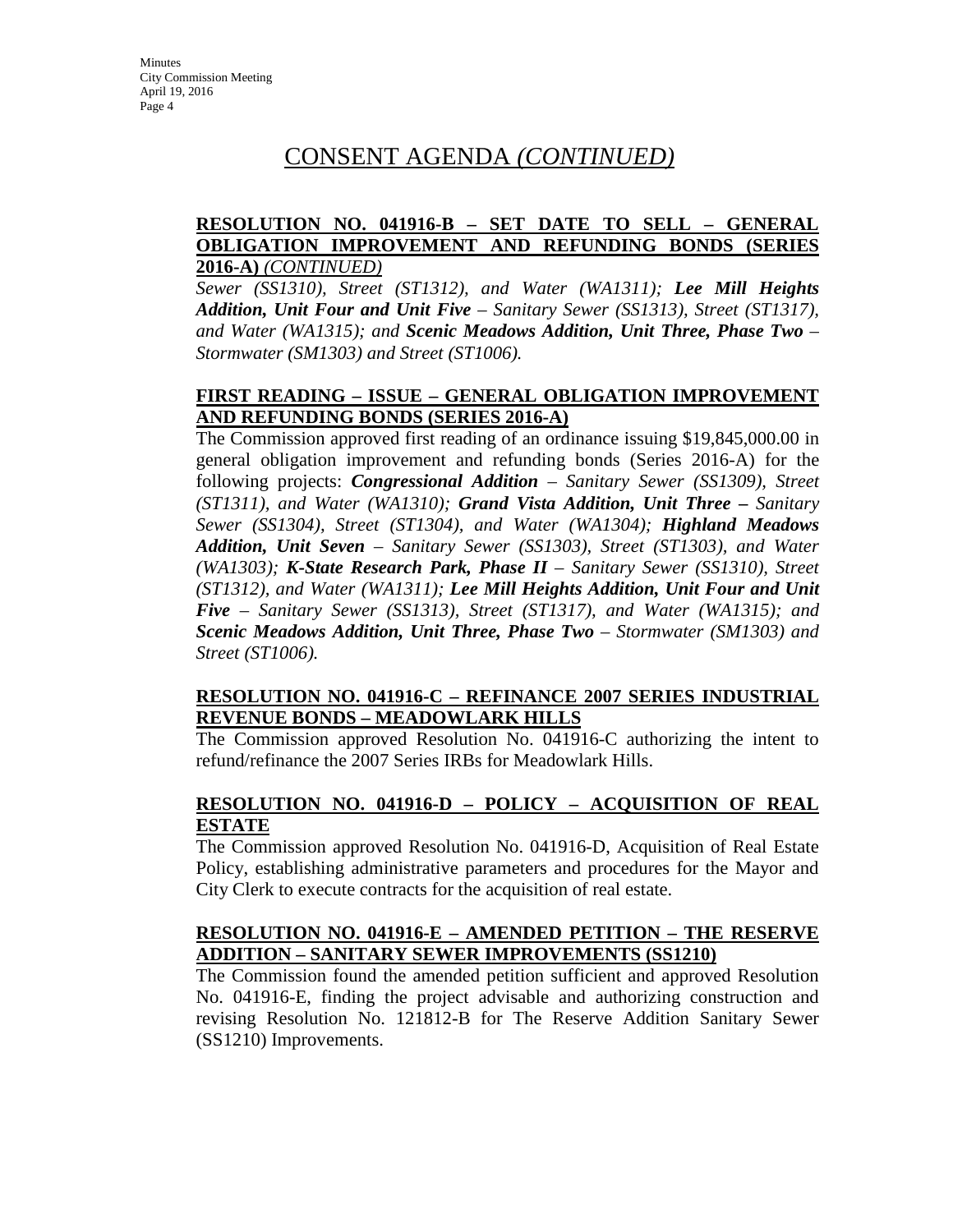# CONSENT AGENDA *(CONTINUED)*

**RESOLUTION NO. 041916-B – SET DATE TO SELL – GENERAL OBLIGATION IMPROVEMENT AND REFUNDING BONDS (SERIES 2016-A)** *(CONTINUED)*

*Sewer (SS1310), Street (ST1312), and Water (WA1311);* ***Lee Mill Heights Addition, Unit Four and Unit Five*** *– Sanitary Sewer (SS1313), Street (ST1317), and Water (WA1315); and* ***Scenic Meadows Addition, Unit Three, Phase Two*** *– Stormwater (SM1303) and Street (ST1006).*

**FIRST READING – ISSUE – GENERAL OBLIGATION IMPROVEMENT AND REFUNDING BONDS (SERIES 2016-A)**

The Commission approved first reading of an ordinance issuing $19,845,000.00 in general obligation improvement and refunding bonds (Series 2016-A) for the following projects: ***Congressional Addition*** *– Sanitary Sewer (SS1309), Street (ST1311), and Water (WA1310);* ***Grand Vista Addition, Unit Three –*** *Sanitary Sewer (SS1304), Street (ST1304), and Water (WA1304);* ***Highland Meadows Addition, Unit Seven*** *– Sanitary Sewer (SS1303), Street (ST1303), and Water (WA1303);* ***K-State Research Park, Phase II*** *– Sanitary Sewer (SS1310), Street (ST1312), and Water (WA1311);* ***Lee Mill Heights Addition, Unit Four and Unit Five*** *– Sanitary Sewer (SS1313), Street (ST1317), and Water (WA1315); and* ***Scenic Meadows Addition, Unit Three, Phase Two*** *– Stormwater (SM1303) and Street (ST1006).*

**RESOLUTION NO. 041916-C – REFINANCE 2007 SERIES INDUSTRIAL REVENUE BONDS – MEADOWLARK HILLS**

The Commission approved Resolution No. 041916-C authorizing the intent to refund/refinance the 2007 Series IRBs for Meadowlark Hills.

**RESOLUTION NO. 041916-D – POLICY – ACQUISITION OF REAL ESTATE**

The Commission approved Resolution No. 041916-D, Acquisition of Real Estate Policy, establishing administrative parameters and procedures for the Mayor and City Clerk to execute contracts for the acquisition of real estate.

**RESOLUTION NO. 041916-E – AMENDED PETITION – THE RESERVE ADDITION – SANITARY SEWER IMPROVEMENTS (SS1210)**

The Commission found the amended petition sufficient and approved Resolution No. 041916-E, finding the project advisable and authorizing construction and revising Resolution No. 121812-B for The Reserve Addition Sanitary Sewer (SS1210) Improvements.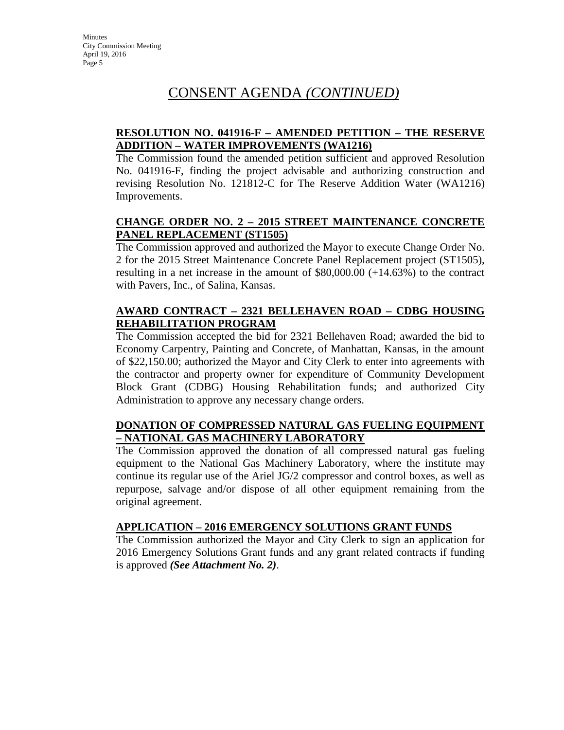# CONSENT AGENDA *(CONTINUED)*

**RESOLUTION NO. 041916-F – AMENDED PETITION – THE RESERVE ADDITION – WATER IMPROVEMENTS (WA1216)**

The Commission found the amended petition sufficient and approved Resolution No. 041916-F, finding the project advisable and authorizing construction and revising Resolution No. 121812-C for The Reserve Addition Water (WA1216) Improvements.

**CHANGE ORDER NO. 2 – 2015 STREET MAINTENANCE CONCRETE PANEL REPLACEMENT (ST1505)**

The Commission approved and authorized the Mayor to execute Change Order No. 2 for the 2015 Street Maintenance Concrete Panel Replacement project (ST1505), resulting in a net increase in the amount of $80,000.00 (+14.63%) to the contract with Pavers, Inc., of Salina, Kansas.

**AWARD CONTRACT – 2321 BELLEHAVEN ROAD – CDBG HOUSING REHABILITATION PROGRAM**

The Commission accepted the bid for 2321 Bellehaven Road; awarded the bid to Economy Carpentry, Painting and Concrete, of Manhattan, Kansas, in the amount of $22,150.00; authorized the Mayor and City Clerk to enter into agreements with the contractor and property owner for expenditure of Community Development Block Grant (CDBG) Housing Rehabilitation funds; and authorized City Administration to approve any necessary change orders.

**DONATION OF COMPRESSED NATURAL GAS FUELING EQUIPMENT – NATIONAL GAS MACHINERY LABORATORY**

The Commission approved the donation of all compressed natural gas fueling equipment to the National Gas Machinery Laboratory, where the institute may continue its regular use of the Ariel JG/2 compressor and control boxes, as well as repurpose, salvage and/or dispose of all other equipment remaining from the original agreement.

**APPLICATION – 2016 EMERGENCY SOLUTIONS GRANT FUNDS**

The Commission authorized the Mayor and City Clerk to sign an application for 2016 Emergency Solutions Grant funds and any grant related contracts if funding is approved ***(See Attachment No. 2)***.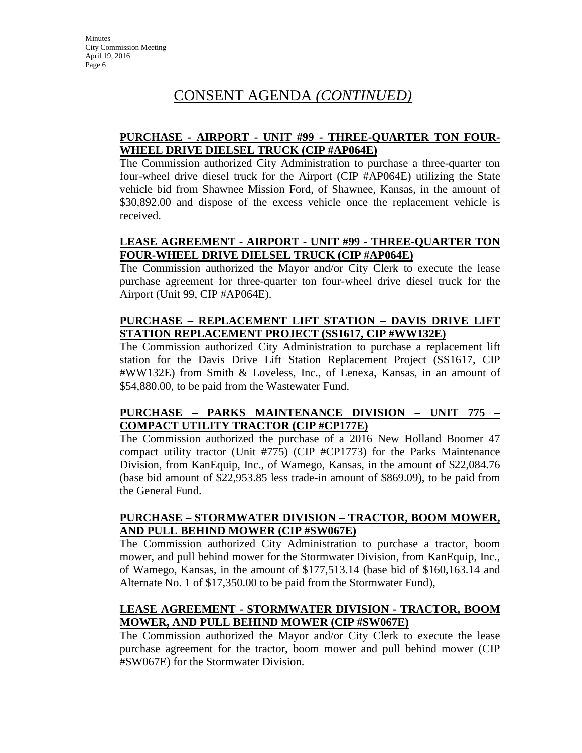# CONSENT AGENDA *(CONTINUED)*

**PURCHASE - AIRPORT - UNIT #99 - THREE-QUARTER TON FOUR-WHEEL DRIVE DIELSEL TRUCK (CIP #AP064E)**

The Commission authorized City Administration to purchase a three-quarter ton four-wheel drive diesel truck for the Airport (CIP #AP064E) utilizing the State vehicle bid from Shawnee Mission Ford, of Shawnee, Kansas, in the amount of $30,892.00 and dispose of the excess vehicle once the replacement vehicle is received.

**LEASE AGREEMENT - AIRPORT - UNIT #99 - THREE-QUARTER TON FOUR-WHEEL DRIVE DIELSEL TRUCK (CIP #AP064E)**

The Commission authorized the Mayor and/or City Clerk to execute the lease purchase agreement for three-quarter ton four-wheel drive diesel truck for the Airport (Unit 99, CIP #AP064E).

**PURCHASE – REPLACEMENT LIFT STATION – DAVIS DRIVE LIFT STATION REPLACEMENT PROJECT (SS1617, CIP #WW132E)**

The Commission authorized City Administration to purchase a replacement lift station for the Davis Drive Lift Station Replacement Project (SS1617, CIP #WW132E) from Smith & Loveless, Inc., of Lenexa, Kansas, in an amount of $54,880.00, to be paid from the Wastewater Fund.

**PURCHASE – PARKS MAINTENANCE DIVISION – UNIT 775 – COMPACT UTILITY TRACTOR (CIP #CP177E)**

The Commission authorized the purchase of a 2016 New Holland Boomer 47 compact utility tractor (Unit #775) (CIP #CP1773) for the Parks Maintenance Division, from KanEquip, Inc., of Wamego, Kansas, in the amount of $22,084.76 (base bid amount of $22,953.85 less trade-in amount of $869.09), to be paid from the General Fund.

**PURCHASE – STORMWATER DIVISION – TRACTOR, BOOM MOWER, AND PULL BEHIND MOWER (CIP #SW067E)**

The Commission authorized City Administration to purchase a tractor, boom mower, and pull behind mower for the Stormwater Division, from KanEquip, Inc., of Wamego, Kansas, in the amount of $177,513.14 (base bid of $160,163.14 and Alternate No. 1 of $17,350.00 to be paid from the Stormwater Fund),

**LEASE AGREEMENT - STORMWATER DIVISION - TRACTOR, BOOM MOWER, AND PULL BEHIND MOWER (CIP #SW067E)**

The Commission authorized the Mayor and/or City Clerk to execute the lease purchase agreement for the tractor, boom mower and pull behind mower (CIP #SW067E) for the Stormwater Division.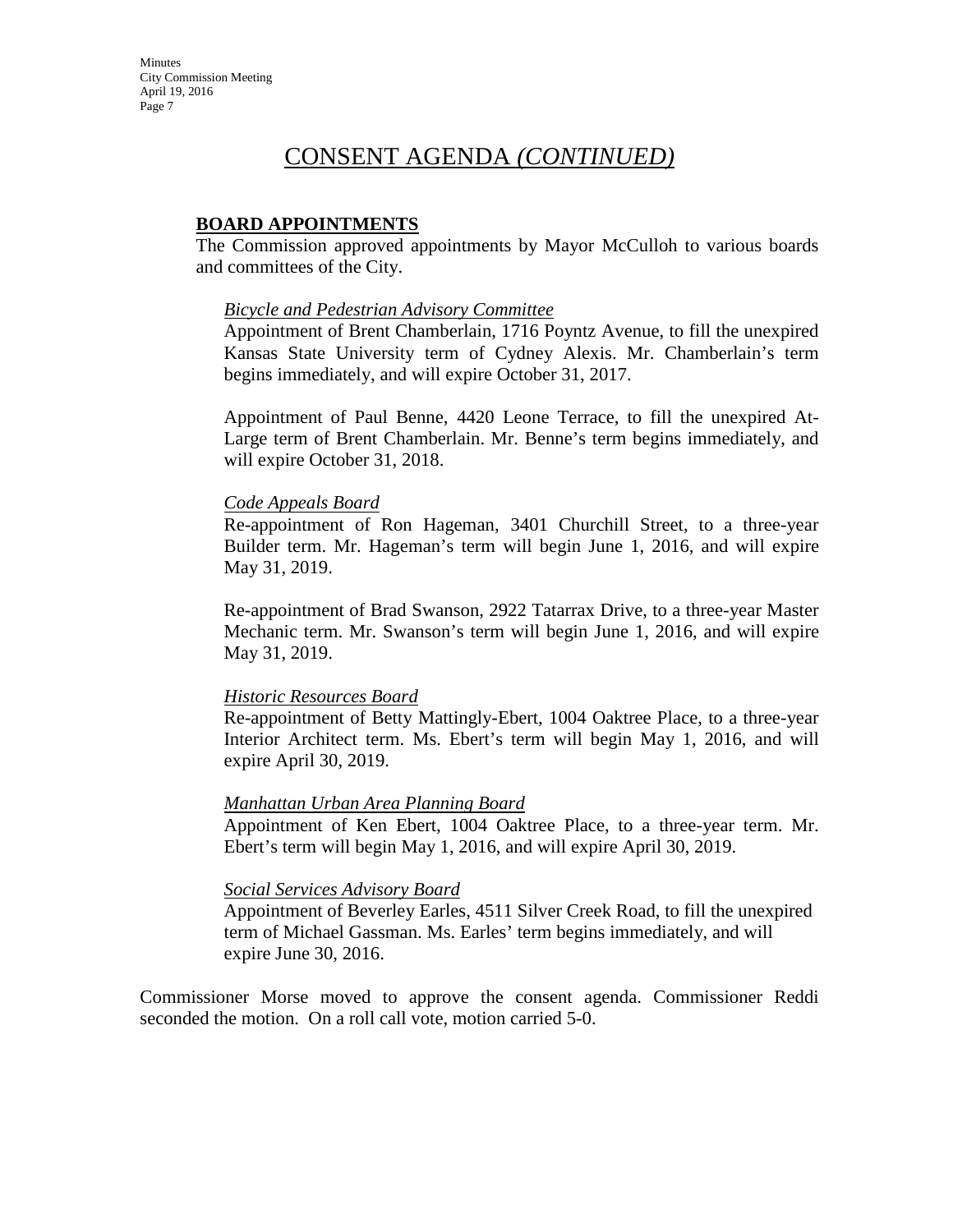# CONSENT AGENDA *(CONTINUED)*

## BOARD APPOINTMENTS

The Commission approved appointments by Mayor McCulloh to various boards and committees of the City.

*Bicycle and Pedestrian Advisory Committee*

Appointment of Brent Chamberlain, 1716 Poyntz Avenue, to fill the unexpired Kansas State University term of Cydney Alexis. Mr. Chamberlain's term begins immediately, and will expire October 31, 2017.

Appointment of Paul Benne, 4420 Leone Terrace, to fill the unexpired At-Large term of Brent Chamberlain. Mr. Benne's term begins immediately, and will expire October 31, 2018.

*Code Appeals Board*

Re-appointment of Ron Hageman, 3401 Churchill Street, to a three-year Builder term. Mr. Hageman's term will begin June 1, 2016, and will expire May 31, 2019.

Re-appointment of Brad Swanson, 2922 Tatarrax Drive, to a three-year Master Mechanic term. Mr. Swanson's term will begin June 1, 2016, and will expire May 31, 2019.

*Historic Resources Board*

Re-appointment of Betty Mattingly-Ebert, 1004 Oaktree Place, to a three-year Interior Architect term. Ms. Ebert's term will begin May 1, 2016, and will expire April 30, 2019.

*Manhattan Urban Area Planning Board*

Appointment of Ken Ebert, 1004 Oaktree Place, to a three-year term. Mr. Ebert's term will begin May 1, 2016, and will expire April 30, 2019.

*Social Services Advisory Board*

Appointment of Beverley Earles, 4511 Silver Creek Road, to fill the unexpired term of Michael Gassman. Ms. Earles' term begins immediately, and will expire June 30, 2016.

Commissioner Morse moved to approve the consent agenda. Commissioner Reddi seconded the motion. On a roll call vote, motion carried 5-0.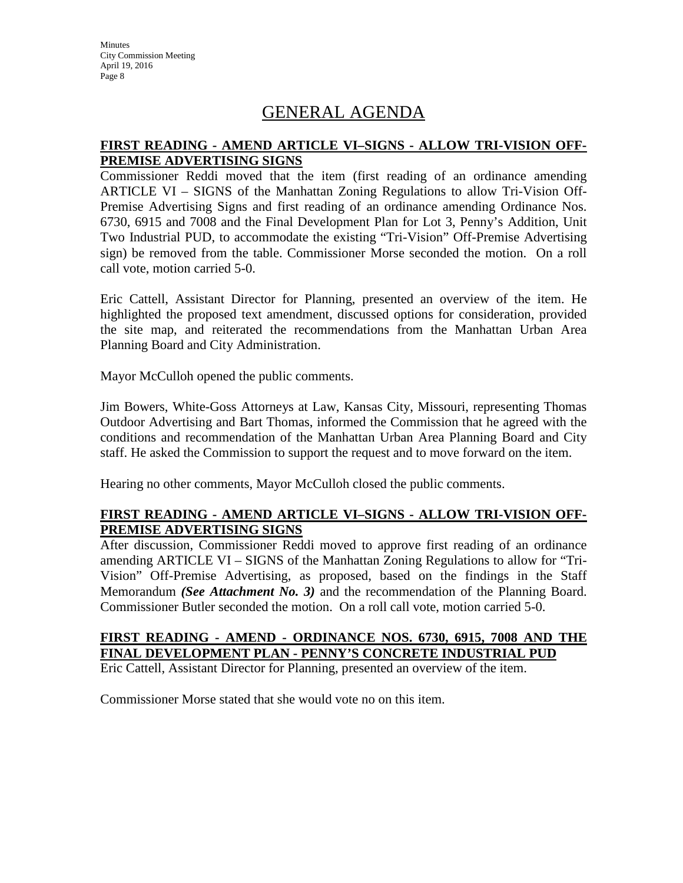# GENERAL AGENDA

**FIRST READING - AMEND ARTICLE VI–SIGNS - ALLOW TRI-VISION OFF-PREMISE ADVERTISING SIGNS**

Commissioner Reddi moved that the item (first reading of an ordinance amending ARTICLE VI – SIGNS of the Manhattan Zoning Regulations to allow Tri-Vision Off-Premise Advertising Signs and first reading of an ordinance amending Ordinance Nos. 6730, 6915 and 7008 and the Final Development Plan for Lot 3, Penny's Addition, Unit Two Industrial PUD, to accommodate the existing "Tri-Vision" Off-Premise Advertising sign) be removed from the table. Commissioner Morse seconded the motion. On a roll call vote, motion carried 5-0.

Eric Cattell, Assistant Director for Planning, presented an overview of the item. He highlighted the proposed text amendment, discussed options for consideration, provided the site map, and reiterated the recommendations from the Manhattan Urban Area Planning Board and City Administration.

Mayor McCulloh opened the public comments.

Jim Bowers, White-Goss Attorneys at Law, Kansas City, Missouri, representing Thomas Outdoor Advertising and Bart Thomas, informed the Commission that he agreed with the conditions and recommendation of the Manhattan Urban Area Planning Board and City staff. He asked the Commission to support the request and to move forward on the item.

Hearing no other comments, Mayor McCulloh closed the public comments.

**FIRST READING - AMEND ARTICLE VI–SIGNS - ALLOW TRI-VISION OFF-PREMISE ADVERTISING SIGNS**

After discussion, Commissioner Reddi moved to approve first reading of an ordinance amending ARTICLE VI – SIGNS of the Manhattan Zoning Regulations to allow for "Tri-Vision" Off-Premise Advertising, as proposed, based on the findings in the Staff Memorandum ***(See Attachment No. 3)*** and the recommendation of the Planning Board. Commissioner Butler seconded the motion. On a roll call vote, motion carried 5-0.

**FIRST READING - AMEND - ORDINANCE NOS. 6730, 6915, 7008 AND THE FINAL DEVELOPMENT PLAN - PENNY'S CONCRETE INDUSTRIAL PUD**

Eric Cattell, Assistant Director for Planning, presented an overview of the item.

Commissioner Morse stated that she would vote no on this item.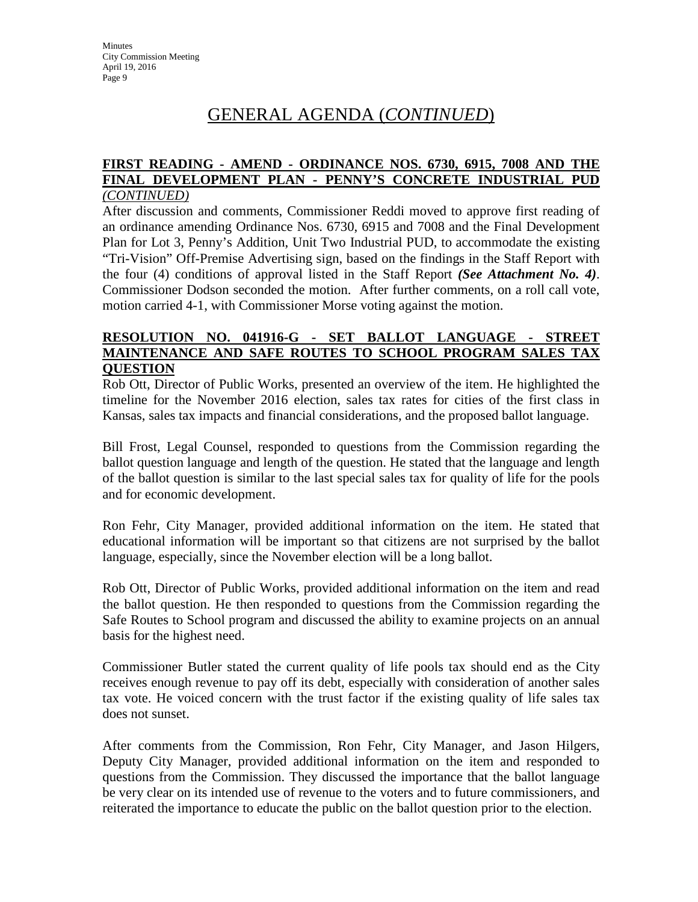# GENERAL AGENDA (*CONTINUED*)

**FIRST READING - AMEND - ORDINANCE NOS. 6730, 6915, 7008 AND THE FINAL DEVELOPMENT PLAN - PENNY'S CONCRETE INDUSTRIAL PUD** *(CONTINUED)*

After discussion and comments, Commissioner Reddi moved to approve first reading of an ordinance amending Ordinance Nos. 6730, 6915 and 7008 and the Final Development Plan for Lot 3, Penny's Addition, Unit Two Industrial PUD, to accommodate the existing "Tri-Vision" Off-Premise Advertising sign, based on the findings in the Staff Report with the four (4) conditions of approval listed in the Staff Report ***(See Attachment No. 4)***. Commissioner Dodson seconded the motion. After further comments, on a roll call vote, motion carried 4-1, with Commissioner Morse voting against the motion.

**RESOLUTION NO. 041916-G - SET BALLOT LANGUAGE - STREET MAINTENANCE AND SAFE ROUTES TO SCHOOL PROGRAM SALES TAX QUESTION**

Rob Ott, Director of Public Works, presented an overview of the item. He highlighted the timeline for the November 2016 election, sales tax rates for cities of the first class in Kansas, sales tax impacts and financial considerations, and the proposed ballot language.

Bill Frost, Legal Counsel, responded to questions from the Commission regarding the ballot question language and length of the question. He stated that the language and length of the ballot question is similar to the last special sales tax for quality of life for the pools and for economic development.

Ron Fehr, City Manager, provided additional information on the item. He stated that educational information will be important so that citizens are not surprised by the ballot language, especially, since the November election will be a long ballot.

Rob Ott, Director of Public Works, provided additional information on the item and read the ballot question. He then responded to questions from the Commission regarding the Safe Routes to School program and discussed the ability to examine projects on an annual basis for the highest need.

Commissioner Butler stated the current quality of life pools tax should end as the City receives enough revenue to pay off its debt, especially with consideration of another sales tax vote. He voiced concern with the trust factor if the existing quality of life sales tax does not sunset.

After comments from the Commission, Ron Fehr, City Manager, and Jason Hilgers, Deputy City Manager, provided additional information on the item and responded to questions from the Commission. They discussed the importance that the ballot language be very clear on its intended use of revenue to the voters and to future commissioners, and reiterated the importance to educate the public on the ballot question prior to the election.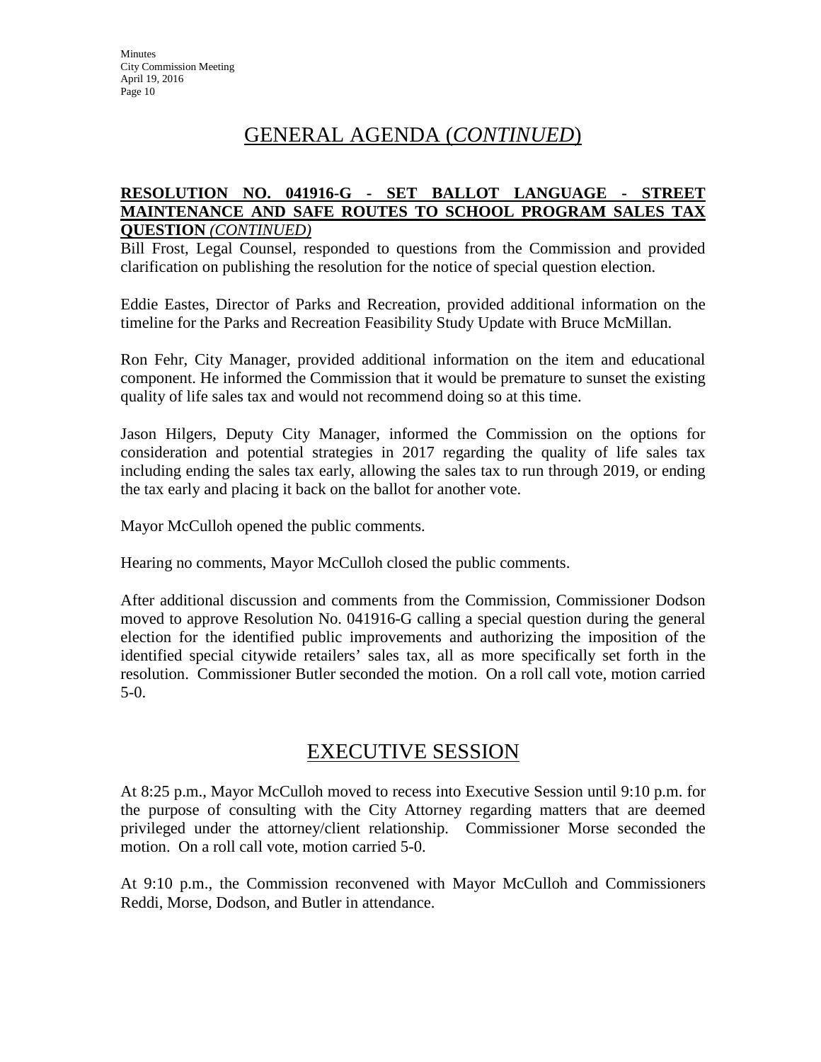## GENERAL AGENDA (*CONTINUED*)

**RESOLUTION NO. 041916-G - SET BALLOT LANGUAGE - STREET MAINTENANCE AND SAFE ROUTES TO SCHOOL PROGRAM SALES TAX QUESTION** ***(CONTINUED)***

Bill Frost, Legal Counsel, responded to questions from the Commission and provided clarification on publishing the resolution for the notice of special question election.

Eddie Eastes, Director of Parks and Recreation, provided additional information on the timeline for the Parks and Recreation Feasibility Study Update with Bruce McMillan.

Ron Fehr, City Manager, provided additional information on the item and educational component. He informed the Commission that it would be premature to sunset the existing quality of life sales tax and would not recommend doing so at this time.

Jason Hilgers, Deputy City Manager, informed the Commission on the options for consideration and potential strategies in 2017 regarding the quality of life sales tax including ending the sales tax early, allowing the sales tax to run through 2019, or ending the tax early and placing it back on the ballot for another vote.

Mayor McCulloh opened the public comments.

Hearing no comments, Mayor McCulloh closed the public comments.

After additional discussion and comments from the Commission, Commissioner Dodson moved to approve Resolution No. 041916-G calling a special question during the general election for the identified public improvements and authorizing the imposition of the identified special citywide retailers' sales tax, all as more specifically set forth in the resolution. Commissioner Butler seconded the motion. On a roll call vote, motion carried 5-0.

## EXECUTIVE SESSION

At 8:25 p.m., Mayor McCulloh moved to recess into Executive Session until 9:10 p.m. for the purpose of consulting with the City Attorney regarding matters that are deemed privileged under the attorney/client relationship. Commissioner Morse seconded the motion. On a roll call vote, motion carried 5-0.

At 9:10 p.m., the Commission reconvened with Mayor McCulloh and Commissioners Reddi, Morse, Dodson, and Butler in attendance.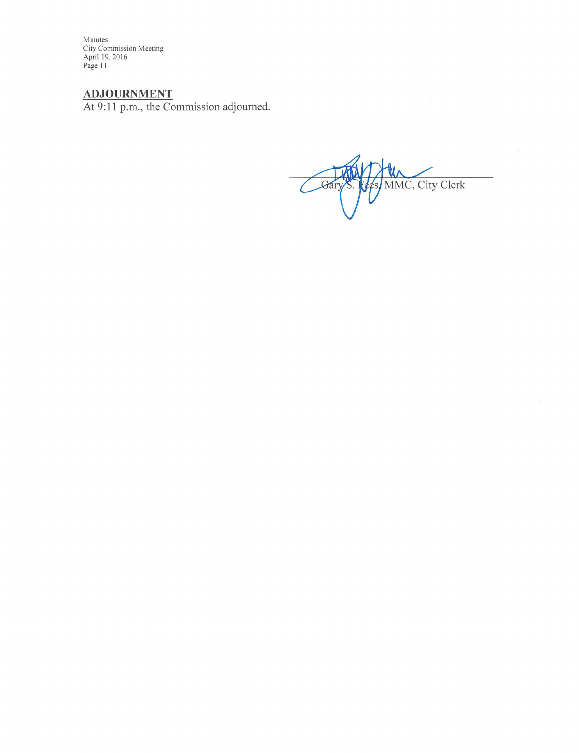**ADJOURNMENT**

At 9:11 p.m., the Commission adjourned.

Gary S. Fees, MMC, City Clerk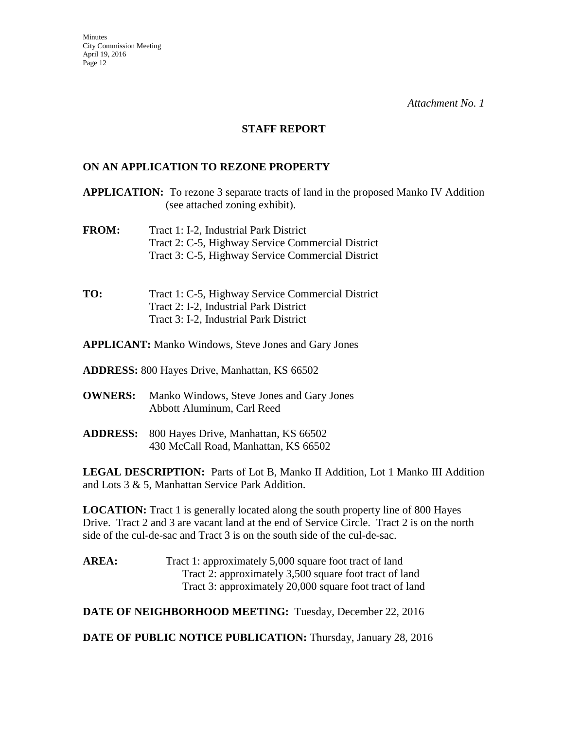*Attachment No. 1*

## STAFF REPORT

### ON AN APPLICATION TO REZONE PROPERTY

**APPLICATION:** To rezone 3 separate tracts of land in the proposed Manko IV Addition (see attached zoning exhibit).

**FROM:** Tract 1: I-2, Industrial Park District
Tract 2: C-5, Highway Service Commercial District
Tract 3: C-5, Highway Service Commercial District

**TO:** Tract 1: C-5, Highway Service Commercial District
Tract 2: I-2, Industrial Park District
Tract 3: I-2, Industrial Park District

**APPLICANT:** Manko Windows, Steve Jones and Gary Jones

**ADDRESS:** 800 Hayes Drive, Manhattan, KS 66502

**OWNERS:** Manko Windows, Steve Jones and Gary Jones
Abbott Aluminum, Carl Reed

**ADDRESS:** 800 Hayes Drive, Manhattan, KS 66502
430 McCall Road, Manhattan, KS 66502

**LEGAL DESCRIPTION:** Parts of Lot B, Manko II Addition, Lot 1 Manko III Addition and Lots 3 & 5, Manhattan Service Park Addition.

**LOCATION:** Tract 1 is generally located along the south property line of 800 Hayes Drive. Tract 2 and 3 are vacant land at the end of Service Circle. Tract 2 is on the north side of the cul-de-sac and Tract 3 is on the south side of the cul-de-sac.

**AREA:** Tract 1: approximately 5,000 square foot tract of land
Tract 2: approximately 3,500 square foot tract of land
Tract 3: approximately 20,000 square foot tract of land

**DATE OF NEIGHBORHOOD MEETING:** Tuesday, December 22, 2016

**DATE OF PUBLIC NOTICE PUBLICATION:** Thursday, January 28, 2016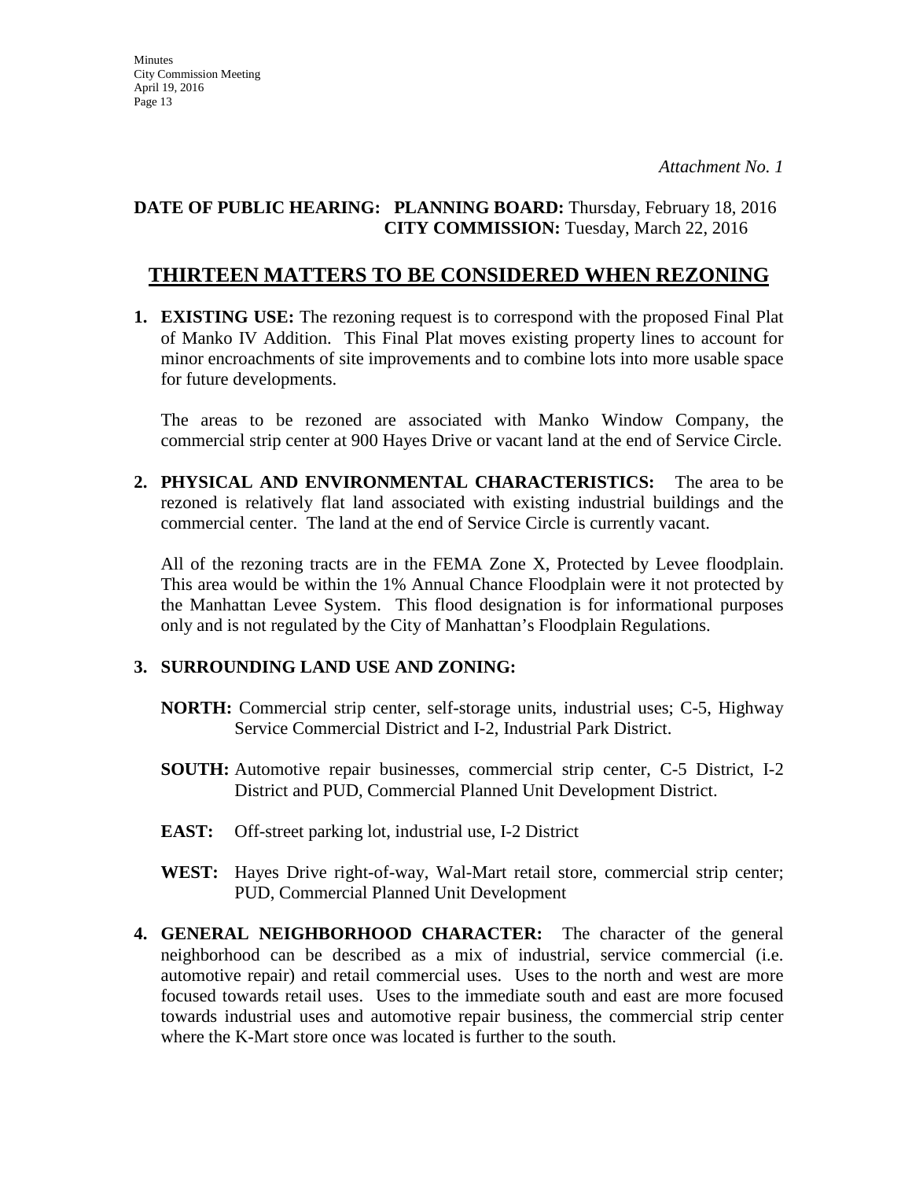*Attachment No. 1*

**DATE OF PUBLIC HEARING: PLANNING BOARD:** Thursday, February 18, 2016
**CITY COMMISSION:** Tuesday, March 22, 2016

## THIRTEEN MATTERS TO BE CONSIDERED WHEN REZONING

1. **EXISTING USE:** The rezoning request is to correspond with the proposed Final Plat of Manko IV Addition. This Final Plat moves existing property lines to account for minor encroachments of site improvements and to combine lots into more usable space for future developments.

   The areas to be rezoned are associated with Manko Window Company, the commercial strip center at 900 Hayes Drive or vacant land at the end of Service Circle.

2. **PHYSICAL AND ENVIRONMENTAL CHARACTERISTICS:** The area to be rezoned is relatively flat land associated with existing industrial buildings and the commercial center. The land at the end of Service Circle is currently vacant.

   All of the rezoning tracts are in the FEMA Zone X, Protected by Levee floodplain. This area would be within the 1% Annual Chance Floodplain were it not protected by the Manhattan Levee System. This flood designation is for informational purposes only and is not regulated by the City of Manhattan's Floodplain Regulations.

3. **SURROUNDING LAND USE AND ZONING:**

   **NORTH:** Commercial strip center, self-storage units, industrial uses; C-5, Highway Service Commercial District and I-2, Industrial Park District.

   **SOUTH:** Automotive repair businesses, commercial strip center, C-5 District, I-2 District and PUD, Commercial Planned Unit Development District.

   **EAST:** Off-street parking lot, industrial use, I-2 District

   **WEST:** Hayes Drive right-of-way, Wal-Mart retail store, commercial strip center; PUD, Commercial Planned Unit Development

4. **GENERAL NEIGHBORHOOD CHARACTER:** The character of the general neighborhood can be described as a mix of industrial, service commercial (i.e. automotive repair) and retail commercial uses. Uses to the north and west are more focused towards retail uses. Uses to the immediate south and east are more focused towards industrial uses and automotive repair business, the commercial strip center where the K-Mart store once was located is further to the south.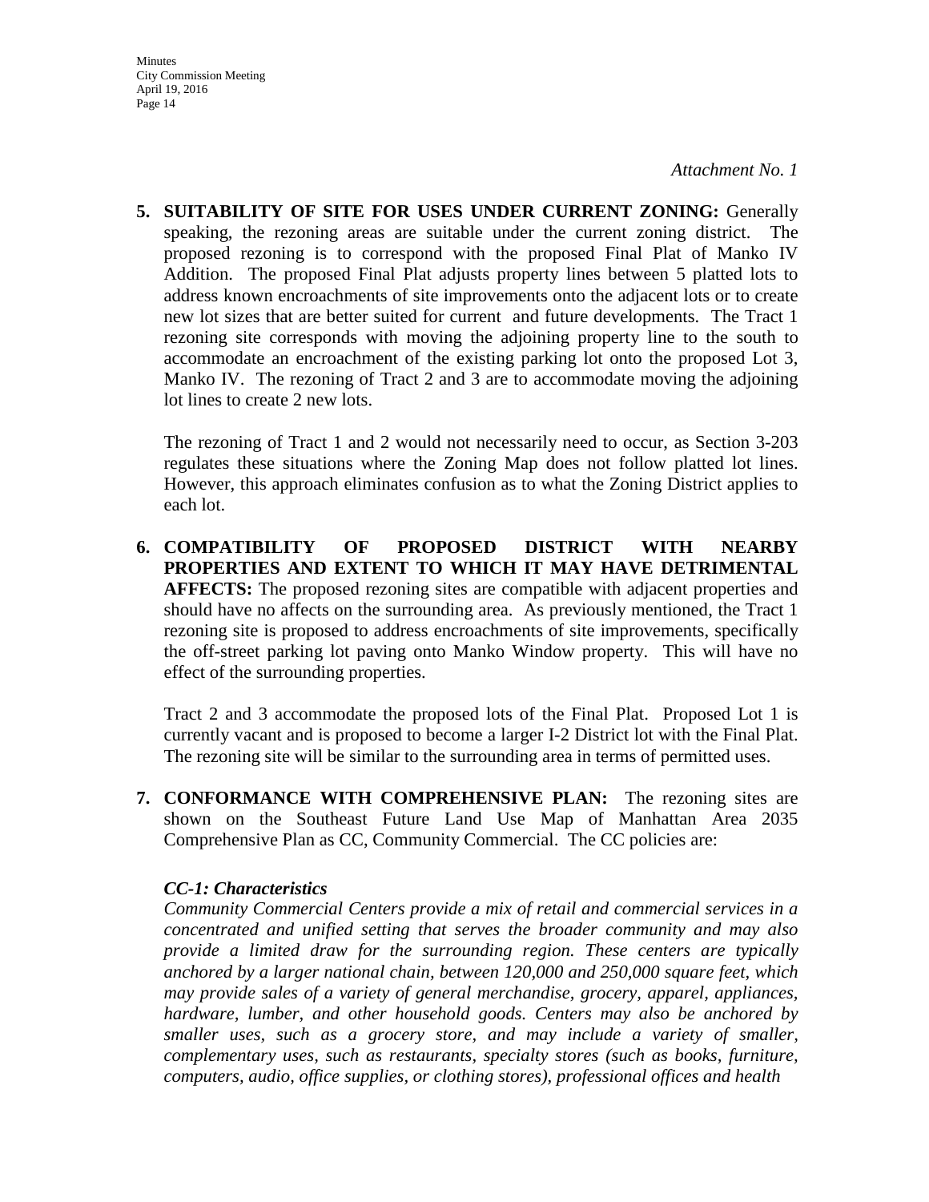*Attachment No. 1*

**5. SUITABILITY OF SITE FOR USES UNDER CURRENT ZONING:** Generally speaking, the rezoning areas are suitable under the current zoning district. The proposed rezoning is to correspond with the proposed Final Plat of Manko IV Addition. The proposed Final Plat adjusts property lines between 5 platted lots to address known encroachments of site improvements onto the adjacent lots or to create new lot sizes that are better suited for current and future developments. The Tract 1 rezoning site corresponds with moving the adjoining property line to the south to accommodate an encroachment of the existing parking lot onto the proposed Lot 3, Manko IV. The rezoning of Tract 2 and 3 are to accommodate moving the adjoining lot lines to create 2 new lots.

The rezoning of Tract 1 and 2 would not necessarily need to occur, as Section 3-203 regulates these situations where the Zoning Map does not follow platted lot lines. However, this approach eliminates confusion as to what the Zoning District applies to each lot.

**6. COMPATIBILITY OF PROPOSED DISTRICT WITH NEARBY PROPERTIES AND EXTENT TO WHICH IT MAY HAVE DETRIMENTAL AFFECTS:** The proposed rezoning sites are compatible with adjacent properties and should have no affects on the surrounding area. As previously mentioned, the Tract 1 rezoning site is proposed to address encroachments of site improvements, specifically the off-street parking lot paving onto Manko Window property. This will have no effect of the surrounding properties.

Tract 2 and 3 accommodate the proposed lots of the Final Plat. Proposed Lot 1 is currently vacant and is proposed to become a larger I-2 District lot with the Final Plat. The rezoning site will be similar to the surrounding area in terms of permitted uses.

**7. CONFORMANCE WITH COMPREHENSIVE PLAN:** The rezoning sites are shown on the Southeast Future Land Use Map of Manhattan Area 2035 Comprehensive Plan as CC, Community Commercial. The CC policies are:

***CC-1: Characteristics***

*Community Commercial Centers provide a mix of retail and commercial services in a concentrated and unified setting that serves the broader community and may also provide a limited draw for the surrounding region. These centers are typically anchored by a larger national chain, between 120,000 and 250,000 square feet, which may provide sales of a variety of general merchandise, grocery, apparel, appliances, hardware, lumber, and other household goods. Centers may also be anchored by smaller uses, such as a grocery store, and may include a variety of smaller, complementary uses, such as restaurants, specialty stores (such as books, furniture, computers, audio, office supplies, or clothing stores), professional offices and health*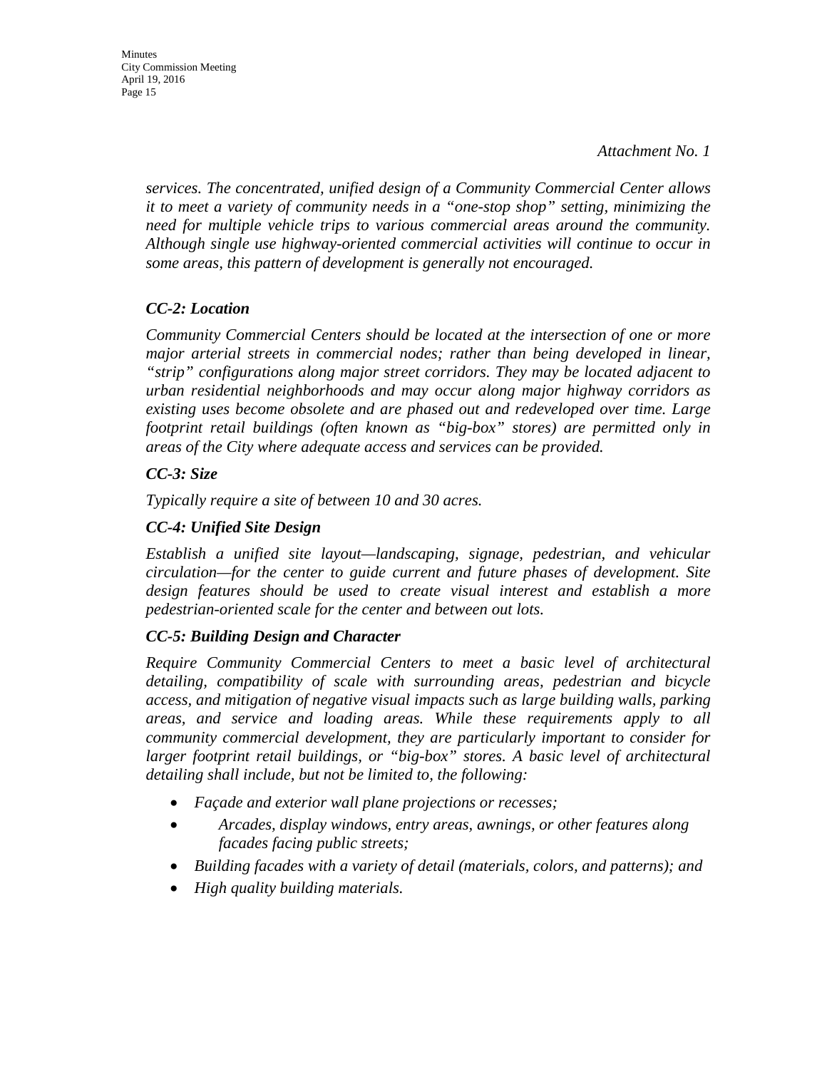*Attachment No. 1*

*services. The concentrated, unified design of a Community Commercial Center allows it to meet a variety of community needs in a "one-stop shop" setting, minimizing the need for multiple vehicle trips to various commercial areas around the community. Although single use highway-oriented commercial activities will continue to occur in some areas, this pattern of development is generally not encouraged.*

### *CC-2: Location*

*Community Commercial Centers should be located at the intersection of one or more major arterial streets in commercial nodes; rather than being developed in linear, "strip" configurations along major street corridors. They may be located adjacent to urban residential neighborhoods and may occur along major highway corridors as existing uses become obsolete and are phased out and redeveloped over time. Large footprint retail buildings (often known as "big-box" stores) are permitted only in areas of the City where adequate access and services can be provided.*

### *CC-3: Size*

*Typically require a site of between 10 and 30 acres.*

### *CC-4: Unified Site Design*

*Establish a unified site layout—landscaping, signage, pedestrian, and vehicular circulation—for the center to guide current and future phases of development. Site design features should be used to create visual interest and establish a more pedestrian-oriented scale for the center and between out lots.*

### *CC-5: Building Design and Character*

*Require Community Commercial Centers to meet a basic level of architectural detailing, compatibility of scale with surrounding areas, pedestrian and bicycle access, and mitigation of negative visual impacts such as large building walls, parking areas, and service and loading areas. While these requirements apply to all community commercial development, they are particularly important to consider for larger footprint retail buildings, or "big-box" stores. A basic level of architectural detailing shall include, but not be limited to, the following:*

- *Façade and exterior wall plane projections or recesses;*
- *Arcades, display windows, entry areas, awnings, or other features along facades facing public streets;*
- *Building facades with a variety of detail (materials, colors, and patterns); and*
- *High quality building materials.*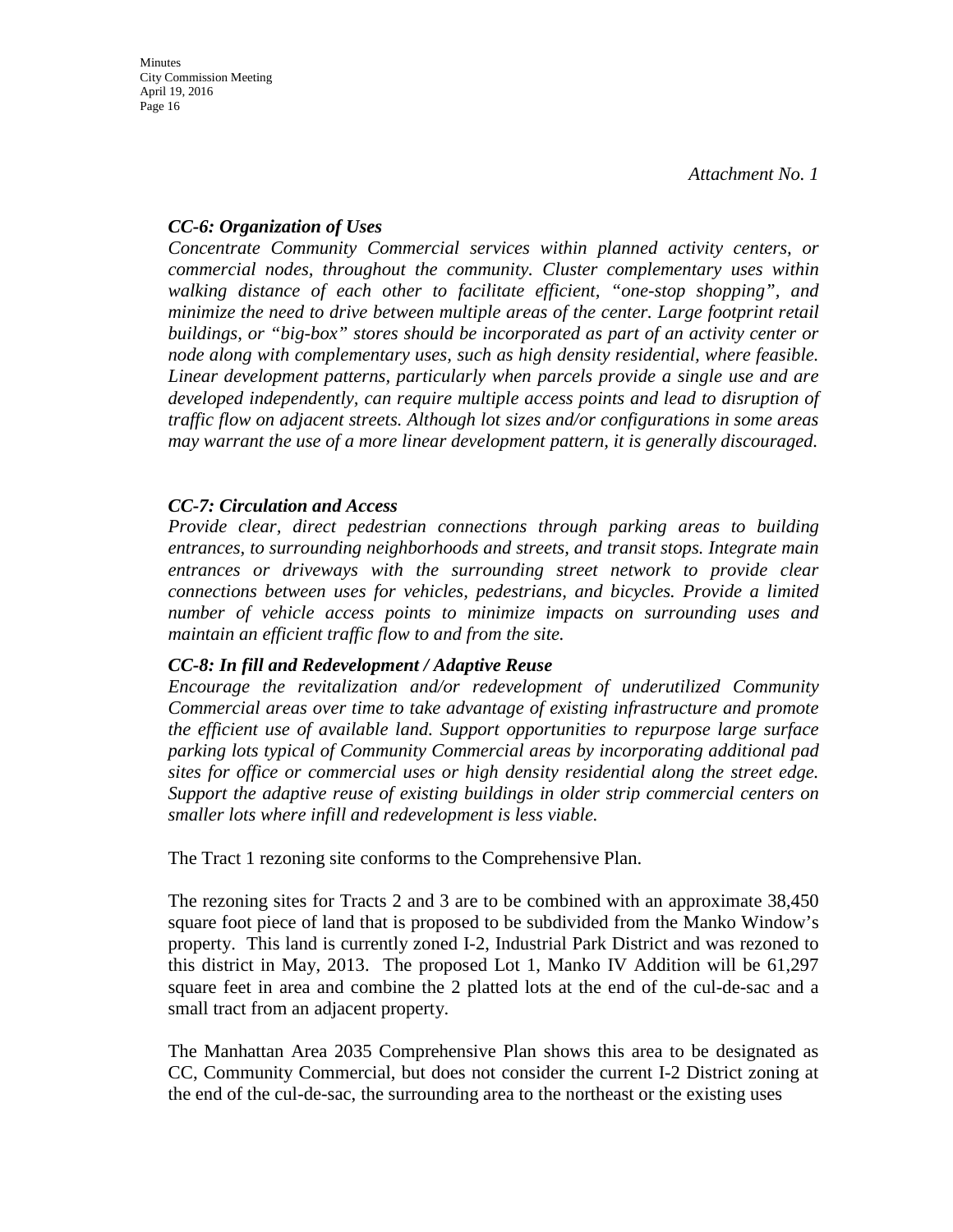*Attachment No. 1*

***CC-6: Organization of Uses***

*Concentrate Community Commercial services within planned activity centers, or commercial nodes, throughout the community. Cluster complementary uses within walking distance of each other to facilitate efficient, "one-stop shopping", and minimize the need to drive between multiple areas of the center. Large footprint retail buildings, or "big-box" stores should be incorporated as part of an activity center or node along with complementary uses, such as high density residential, where feasible. Linear development patterns, particularly when parcels provide a single use and are developed independently, can require multiple access points and lead to disruption of traffic flow on adjacent streets. Although lot sizes and/or configurations in some areas may warrant the use of a more linear development pattern, it is generally discouraged.*

***CC-7: Circulation and Access***

*Provide clear, direct pedestrian connections through parking areas to building entrances, to surrounding neighborhoods and streets, and transit stops. Integrate main entrances or driveways with the surrounding street network to provide clear connections between uses for vehicles, pedestrians, and bicycles. Provide a limited number of vehicle access points to minimize impacts on surrounding uses and maintain an efficient traffic flow to and from the site.*

***CC-8: In fill and Redevelopment / Adaptive Reuse***

*Encourage the revitalization and/or redevelopment of underutilized Community Commercial areas over time to take advantage of existing infrastructure and promote the efficient use of available land. Support opportunities to repurpose large surface parking lots typical of Community Commercial areas by incorporating additional pad sites for office or commercial uses or high density residential along the street edge. Support the adaptive reuse of existing buildings in older strip commercial centers on smaller lots where infill and redevelopment is less viable.*

The Tract 1 rezoning site conforms to the Comprehensive Plan.

The rezoning sites for Tracts 2 and 3 are to be combined with an approximate 38,450 square foot piece of land that is proposed to be subdivided from the Manko Window's property. This land is currently zoned I-2, Industrial Park District and was rezoned to this district in May, 2013. The proposed Lot 1, Manko IV Addition will be 61,297 square feet in area and combine the 2 platted lots at the end of the cul-de-sac and a small tract from an adjacent property.

The Manhattan Area 2035 Comprehensive Plan shows this area to be designated as CC, Community Commercial, but does not consider the current I-2 District zoning at the end of the cul-de-sac, the surrounding area to the northeast or the existing uses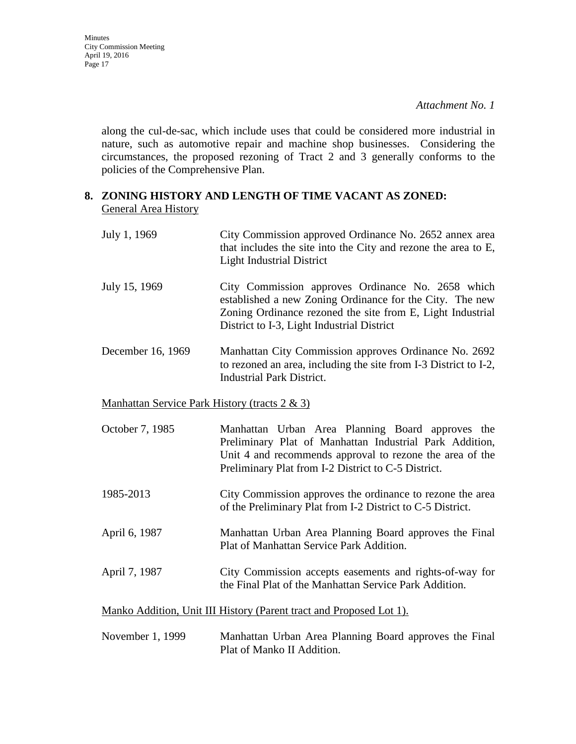*Attachment No. 1*

along the cul-de-sac, which include uses that could be considered more industrial in nature, such as automotive repair and machine shop businesses. Considering the circumstances, the proposed rezoning of Tract 2 and 3 generally conforms to the policies of the Comprehensive Plan.

**8. ZONING HISTORY AND LENGTH OF TIME VACANT AS ZONED:**

General Area History

| | |
|---|---|
| July 1, 1969 | City Commission approved Ordinance No. 2652 annex area that includes the site into the City and rezone the area to E, Light Industrial District |
| July 15, 1969 | City Commission approves Ordinance No. 2658 which established a new Zoning Ordinance for the City. The new Zoning Ordinance rezoned the site from E, Light Industrial District to I-3, Light Industrial District |
| December 16, 1969 | Manhattan City Commission approves Ordinance No. 2692 to rezoned an area, including the site from I-3 District to I-2, Industrial Park District. |

Manhattan Service Park History (tracts 2 & 3)

| | |
|---|---|
| October 7, 1985 | Manhattan Urban Area Planning Board approves the Preliminary Plat of Manhattan Industrial Park Addition, Unit 4 and recommends approval to rezone the area of the Preliminary Plat from I-2 District to C-5 District. |
| 1985-2013 | City Commission approves the ordinance to rezone the area of the Preliminary Plat from I-2 District to C-5 District. |
| April 6, 1987 | Manhattan Urban Area Planning Board approves the Final Plat of Manhattan Service Park Addition. |
| April 7, 1987 | City Commission accepts easements and rights-of-way for the Final Plat of the Manhattan Service Park Addition. |

Manko Addition, Unit III History (Parent tract and Proposed Lot 1).

| | |
|---|---|
| November 1, 1999 | Manhattan Urban Area Planning Board approves the Final Plat of Manko II Addition. |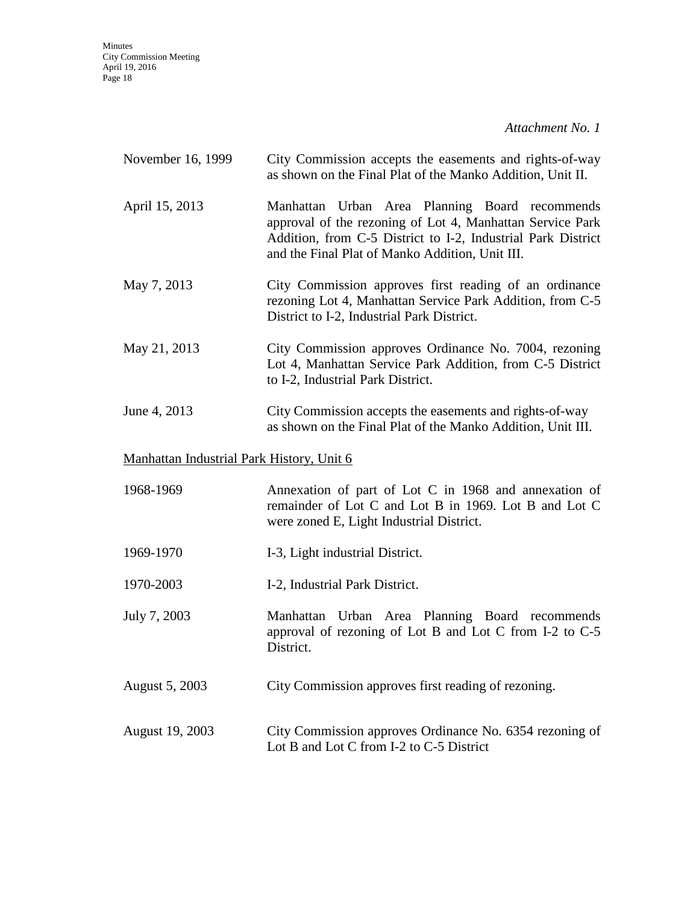*Attachment No. 1*

| | |
|---|---|
| November 16, 1999 | City Commission accepts the easements and rights-of-way as shown on the Final Plat of the Manko Addition, Unit II. |
| April 15, 2013 | Manhattan Urban Area Planning Board recommends approval of the rezoning of Lot 4, Manhattan Service Park Addition, from C-5 District to I-2, Industrial Park District and the Final Plat of Manko Addition, Unit III. |
| May 7, 2013 | City Commission approves first reading of an ordinance rezoning Lot 4, Manhattan Service Park Addition, from C-5 District to I-2, Industrial Park District. |
| May 21, 2013 | City Commission approves Ordinance No. 7004, rezoning Lot 4, Manhattan Service Park Addition, from C-5 District to I-2, Industrial Park District. |
| June 4, 2013 | City Commission accepts the easements and rights-of-way as shown on the Final Plat of the Manko Addition, Unit III. |

<u>Manhattan Industrial Park History, Unit 6</u>

| | |
|---|---|
| 1968-1969 | Annexation of part of Lot C in 1968 and annexation of remainder of Lot C and Lot B in 1969. Lot B and Lot C were zoned E, Light Industrial District. |
| 1969-1970 | I-3, Light industrial District. |
| 1970-2003 | I-2, Industrial Park District. |
| July 7, 2003 | Manhattan Urban Area Planning Board recommends approval of rezoning of Lot B and Lot C from I-2 to C-5 District. |
| August 5, 2003 | City Commission approves first reading of rezoning. |
| August 19, 2003 | City Commission approves Ordinance No. 6354 rezoning of Lot B and Lot C from I-2 to C-5 District |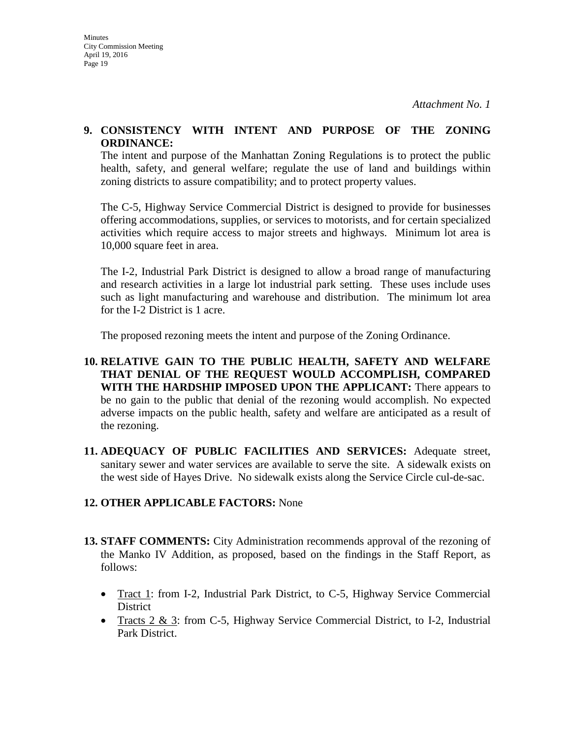*Attachment No. 1*

**9. CONSISTENCY WITH INTENT AND PURPOSE OF THE ZONING ORDINANCE:**
The intent and purpose of the Manhattan Zoning Regulations is to protect the public health, safety, and general welfare; regulate the use of land and buildings within zoning districts to assure compatibility; and to protect property values.

The C-5, Highway Service Commercial District is designed to provide for businesses offering accommodations, supplies, or services to motorists, and for certain specialized activities which require access to major streets and highways. Minimum lot area is 10,000 square feet in area.

The I-2, Industrial Park District is designed to allow a broad range of manufacturing and research activities in a large lot industrial park setting. These uses include uses such as light manufacturing and warehouse and distribution. The minimum lot area for the I-2 District is 1 acre.

The proposed rezoning meets the intent and purpose of the Zoning Ordinance.

**10. RELATIVE GAIN TO THE PUBLIC HEALTH, SAFETY AND WELFARE THAT DENIAL OF THE REQUEST WOULD ACCOMPLISH, COMPARED WITH THE HARDSHIP IMPOSED UPON THE APPLICANT:** There appears to be no gain to the public that denial of the rezoning would accomplish. No expected adverse impacts on the public health, safety and welfare are anticipated as a result of the rezoning.

**11. ADEQUACY OF PUBLIC FACILITIES AND SERVICES:** Adequate street, sanitary sewer and water services are available to serve the site. A sidewalk exists on the west side of Hayes Drive. No sidewalk exists along the Service Circle cul-de-sac.

**12. OTHER APPLICABLE FACTORS:** None

**13. STAFF COMMENTS:** City Administration recommends approval of the rezoning of the Manko IV Addition, as proposed, based on the findings in the Staff Report, as follows:

- Tract 1: from I-2, Industrial Park District, to C-5, Highway Service Commercial District
- Tracts 2 & 3: from C-5, Highway Service Commercial District, to I-2, Industrial Park District.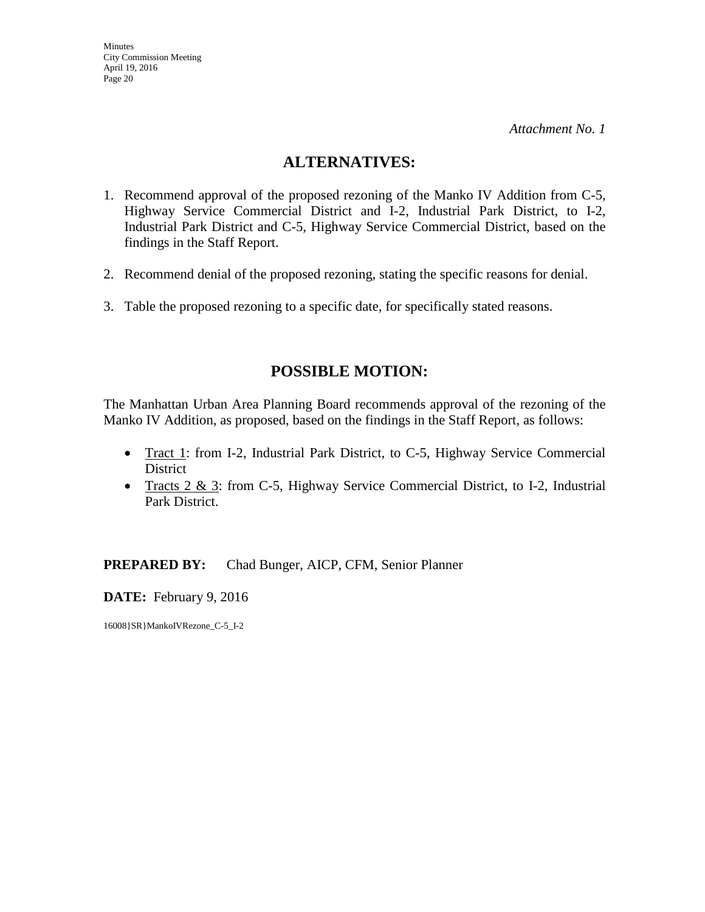*Attachment No. 1*

## ALTERNATIVES:

1. Recommend approval of the proposed rezoning of the Manko IV Addition from C-5, Highway Service Commercial District and I-2, Industrial Park District, to I-2, Industrial Park District and C-5, Highway Service Commercial District, based on the findings in the Staff Report.

2. Recommend denial of the proposed rezoning, stating the specific reasons for denial.

3. Table the proposed rezoning to a specific date, for specifically stated reasons.

## POSSIBLE MOTION:

The Manhattan Urban Area Planning Board recommends approval of the rezoning of the Manko IV Addition, as proposed, based on the findings in the Staff Report, as follows:

- Tract 1: from I-2, Industrial Park District, to C-5, Highway Service Commercial District
- Tracts 2 & 3: from C-5, Highway Service Commercial District, to I-2, Industrial Park District.

**PREPARED BY:** Chad Bunger, AICP, CFM, Senior Planner

**DATE:** February 9, 2016

16008}SR}MankoIVRezone_C-5_I-2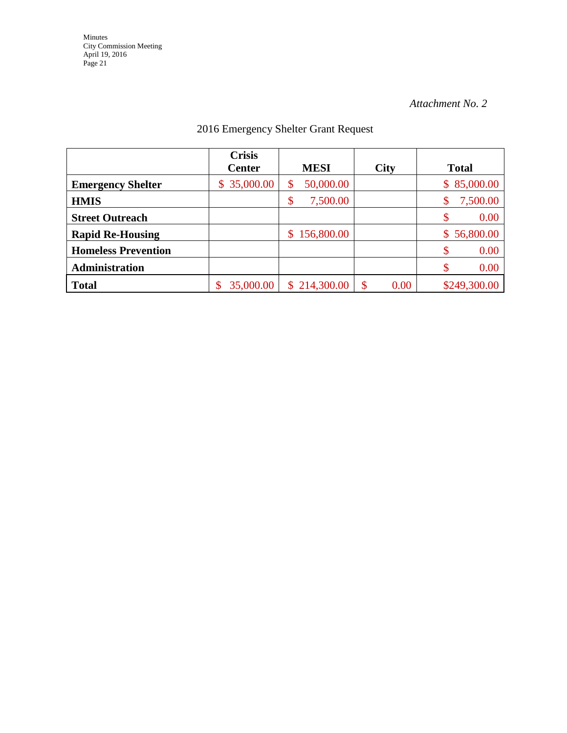*Attachment No. 2*

2016 Emergency Shelter Grant Request

| | Crisis Center | MESI | City | Total |
|---|---|---|---|---|
| **Emergency Shelter** | $ 35,000.00 | $ 50,000.00 | | $ 85,000.00 |
| **HMIS** | | $ 7,500.00 | | $ 7,500.00 |
| **Street Outreach** | | | | $ 0.00 |
| **Rapid Re-Housing** | | $ 156,800.00 | | $ 56,800.00 |
| **Homeless Prevention** | | | | $ 0.00 |
| **Administration** | | | | $ 0.00 |
| **Total** | $ 35,000.00 | $ 214,300.00 | $ 0.00 | $249,300.00 |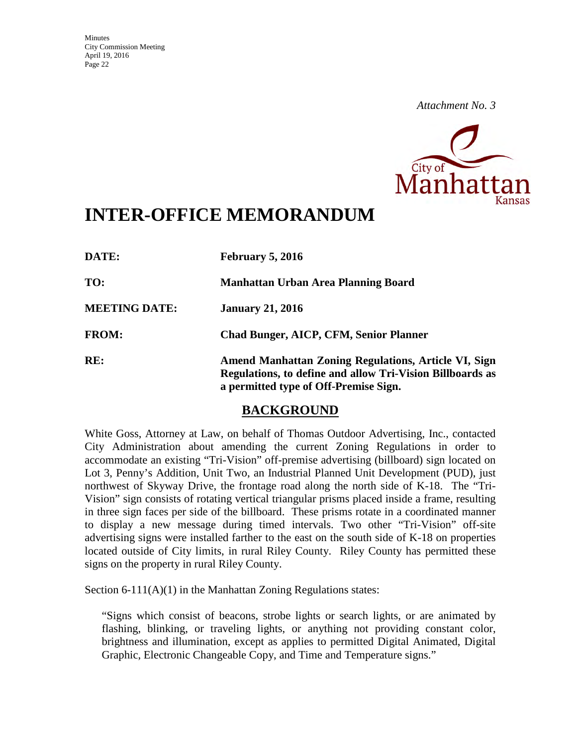*Attachment No. 3*

City of Manhattan Kansas

# INTER-OFFICE MEMORANDUM

**DATE:** **February 5, 2016**

**TO:** **Manhattan Urban Area Planning Board**

**MEETING DATE:** **January 21, 2016**

**FROM:** **Chad Bunger, AICP, CFM, Senior Planner**

**RE:** **Amend Manhattan Zoning Regulations, Article VI, Sign Regulations, to define and allow Tri-Vision Billboards as a permitted type of Off-Premise Sign.**

## BACKGROUND

White Goss, Attorney at Law, on behalf of Thomas Outdoor Advertising, Inc., contacted City Administration about amending the current Zoning Regulations in order to accommodate an existing "Tri-Vision" off-premise advertising (billboard) sign located on Lot 3, Penny's Addition, Unit Two, an Industrial Planned Unit Development (PUD), just northwest of Skyway Drive, the frontage road along the north side of K-18. The "Tri-Vision" sign consists of rotating vertical triangular prisms placed inside a frame, resulting in three sign faces per side of the billboard. These prisms rotate in a coordinated manner to display a new message during timed intervals. Two other "Tri-Vision" off-site advertising signs were installed farther to the east on the south side of K-18 on properties located outside of City limits, in rural Riley County. Riley County has permitted these signs on the property in rural Riley County.

Section 6-111(A)(1) in the Manhattan Zoning Regulations states:

> "Signs which consist of beacons, strobe lights or search lights, or are animated by flashing, blinking, or traveling lights, or anything not providing constant color, brightness and illumination, except as applies to permitted Digital Animated, Digital Graphic, Electronic Changeable Copy, and Time and Temperature signs."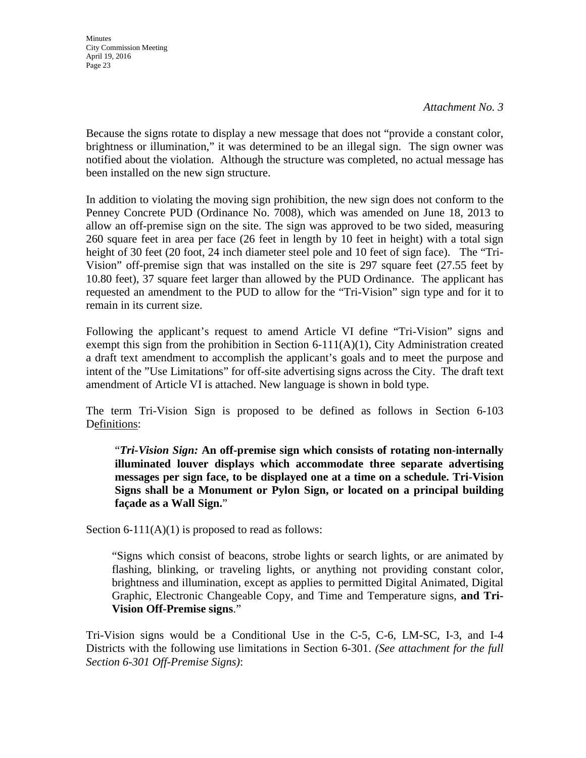*Attachment No. 3*

Because the signs rotate to display a new message that does not "provide a constant color, brightness or illumination," it was determined to be an illegal sign. The sign owner was notified about the violation. Although the structure was completed, no actual message has been installed on the new sign structure.

In addition to violating the moving sign prohibition, the new sign does not conform to the Penney Concrete PUD (Ordinance No. 7008), which was amended on June 18, 2013 to allow an off-premise sign on the site. The sign was approved to be two sided, measuring 260 square feet in area per face (26 feet in length by 10 feet in height) with a total sign height of 30 feet (20 foot, 24 inch diameter steel pole and 10 feet of sign face). The "Tri-Vision" off-premise sign that was installed on the site is 297 square feet (27.55 feet by 10.80 feet), 37 square feet larger than allowed by the PUD Ordinance. The applicant has requested an amendment to the PUD to allow for the "Tri-Vision" sign type and for it to remain in its current size.

Following the applicant's request to amend Article VI define "Tri-Vision" signs and exempt this sign from the prohibition in Section 6-111(A)(1), City Administration created a draft text amendment to accomplish the applicant's goals and to meet the purpose and intent of the "Use Limitations" for off-site advertising signs across the City. The draft text amendment of Article VI is attached. New language is shown in bold type.

The term Tri-Vision Sign is proposed to be defined as follows in Section 6-103 D<u>efinitions</u>:

> "***Tri-Vision Sign:*** **An off-premise sign which consists of rotating non-internally illuminated louver displays which accommodate three separate advertising messages per sign face, to be displayed one at a time on a schedule. Tri-Vision Signs shall be a Monument or Pylon Sign, or located on a principal building façade as a Wall Sign.**"

Section 6-111(A)(1) is proposed to read as follows:

> "Signs which consist of beacons, strobe lights or search lights, or are animated by flashing, blinking, or traveling lights, or anything not providing constant color, brightness and illumination, except as applies to permitted Digital Animated, Digital Graphic, Electronic Changeable Copy, and Time and Temperature signs, **and Tri-Vision Off-Premise signs**."

Tri-Vision signs would be a Conditional Use in the C-5, C-6, LM-SC, I-3, and I-4 Districts with the following use limitations in Section 6-301. *(See attachment for the full Section 6-301 Off-Premise Signs)*: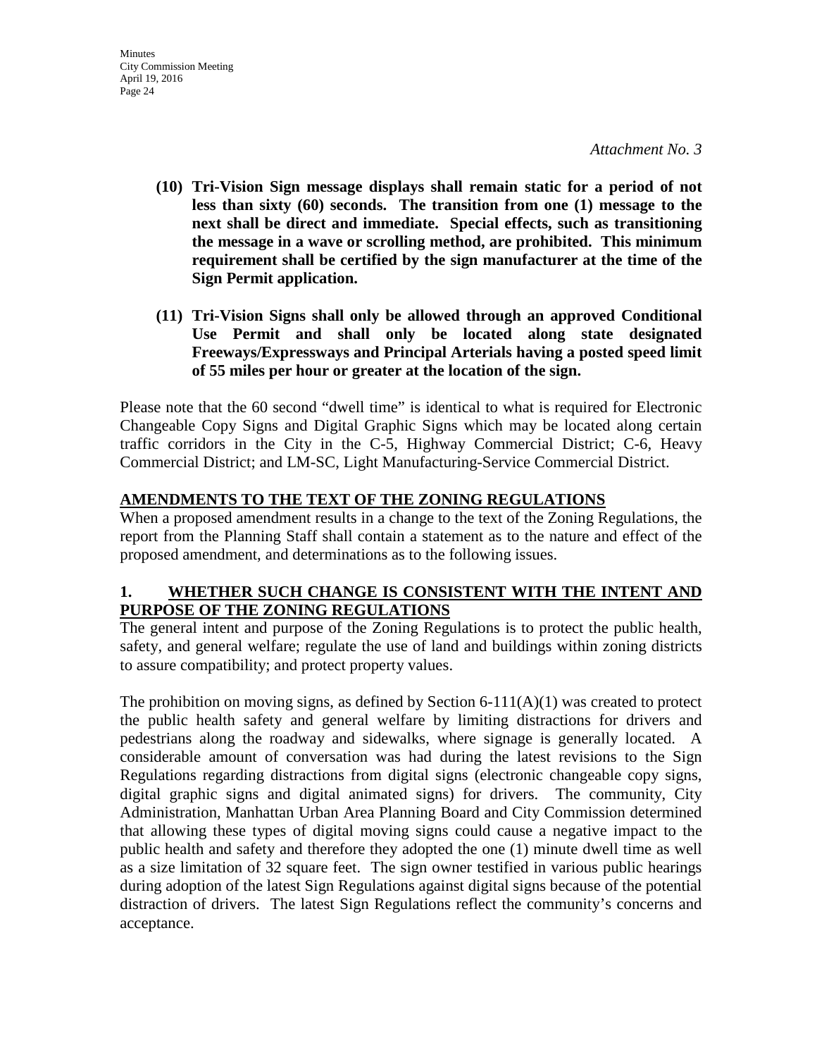*Attachment No. 3*

**(10) Tri-Vision Sign message displays shall remain static for a period of not less than sixty (60) seconds. The transition from one (1) message to the next shall be direct and immediate. Special effects, such as transitioning the message in a wave or scrolling method, are prohibited. This minimum requirement shall be certified by the sign manufacturer at the time of the Sign Permit application.**

**(11) Tri-Vision Signs shall only be allowed through an approved Conditional Use Permit and shall only be located along state designated Freeways/Expressways and Principal Arterials having a posted speed limit of 55 miles per hour or greater at the location of the sign.**

Please note that the 60 second "dwell time" is identical to what is required for Electronic Changeable Copy Signs and Digital Graphic Signs which may be located along certain traffic corridors in the City in the C-5, Highway Commercial District; C-6, Heavy Commercial District; and LM-SC, Light Manufacturing-Service Commercial District.

## AMENDMENTS TO THE TEXT OF THE ZONING REGULATIONS

When a proposed amendment results in a change to the text of the Zoning Regulations, the report from the Planning Staff shall contain a statement as to the nature and effect of the proposed amendment, and determinations as to the following issues.

## 1. WHETHER SUCH CHANGE IS CONSISTENT WITH THE INTENT AND PURPOSE OF THE ZONING REGULATIONS

The general intent and purpose of the Zoning Regulations is to protect the public health, safety, and general welfare; regulate the use of land and buildings within zoning districts to assure compatibility; and protect property values.

The prohibition on moving signs, as defined by Section 6-111(A)(1) was created to protect the public health safety and general welfare by limiting distractions for drivers and pedestrians along the roadway and sidewalks, where signage is generally located. A considerable amount of conversation was had during the latest revisions to the Sign Regulations regarding distractions from digital signs (electronic changeable copy signs, digital graphic signs and digital animated signs) for drivers. The community, City Administration, Manhattan Urban Area Planning Board and City Commission determined that allowing these types of digital moving signs could cause a negative impact to the public health and safety and therefore they adopted the one (1) minute dwell time as well as a size limitation of 32 square feet. The sign owner testified in various public hearings during adoption of the latest Sign Regulations against digital signs because of the potential distraction of drivers. The latest Sign Regulations reflect the community's concerns and acceptance.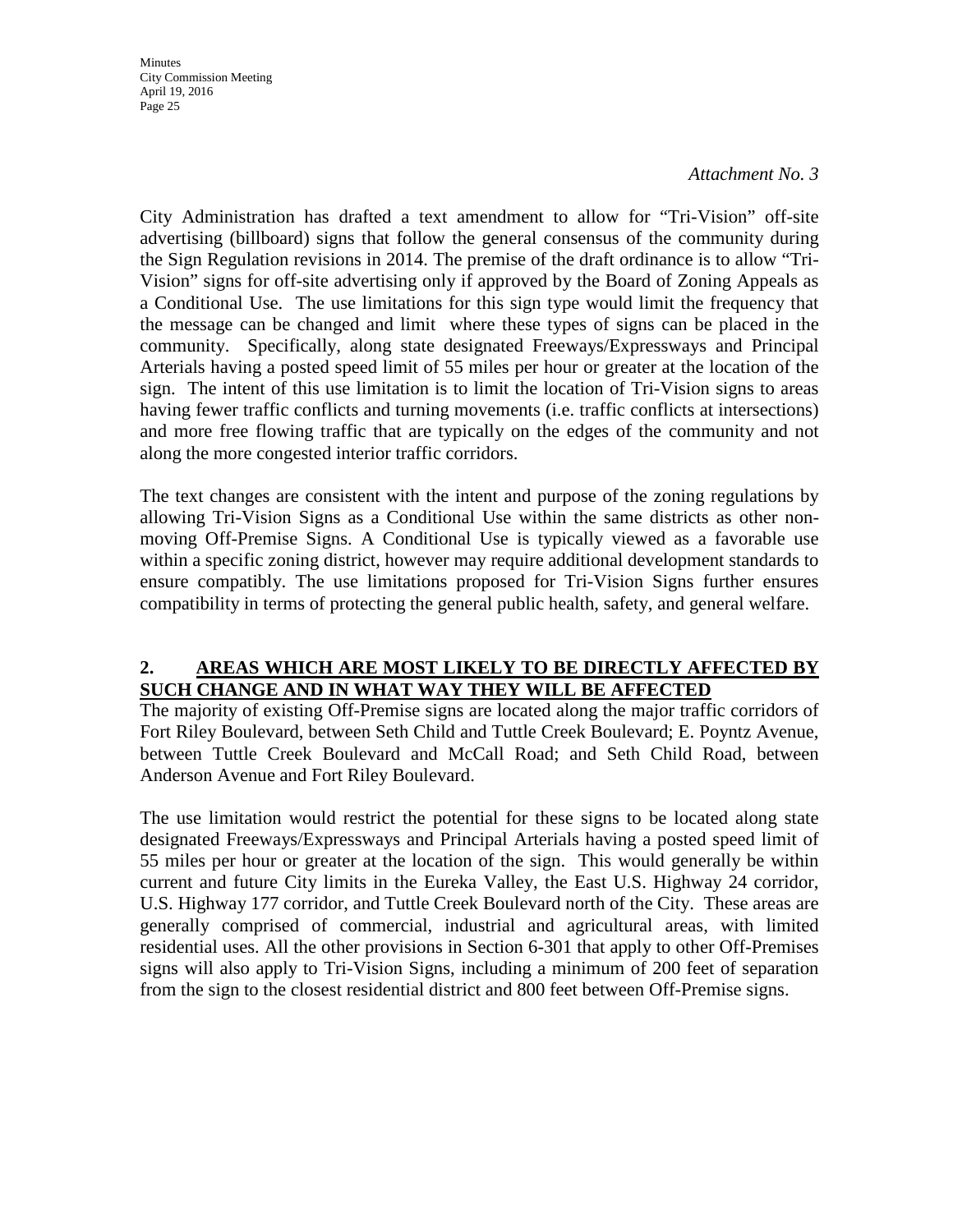*Attachment No. 3*

City Administration has drafted a text amendment to allow for "Tri-Vision" off-site advertising (billboard) signs that follow the general consensus of the community during the Sign Regulation revisions in 2014. The premise of the draft ordinance is to allow "Tri-Vision" signs for off-site advertising only if approved by the Board of Zoning Appeals as a Conditional Use. The use limitations for this sign type would limit the frequency that the message can be changed and limit where these types of signs can be placed in the community. Specifically, along state designated Freeways/Expressways and Principal Arterials having a posted speed limit of 55 miles per hour or greater at the location of the sign. The intent of this use limitation is to limit the location of Tri-Vision signs to areas having fewer traffic conflicts and turning movements (i.e. traffic conflicts at intersections) and more free flowing traffic that are typically on the edges of the community and not along the more congested interior traffic corridors.

The text changes are consistent with the intent and purpose of the zoning regulations by allowing Tri-Vision Signs as a Conditional Use within the same districts as other non-moving Off-Premise Signs. A Conditional Use is typically viewed as a favorable use within a specific zoning district, however may require additional development standards to ensure compatibly. The use limitations proposed for Tri-Vision Signs further ensures compatibility in terms of protecting the general public health, safety, and general welfare.

## 2. AREAS WHICH ARE MOST LIKELY TO BE DIRECTLY AFFECTED BY SUCH CHANGE AND IN WHAT WAY THEY WILL BE AFFECTED

The majority of existing Off-Premise signs are located along the major traffic corridors of Fort Riley Boulevard, between Seth Child and Tuttle Creek Boulevard; E. Poyntz Avenue, between Tuttle Creek Boulevard and McCall Road; and Seth Child Road, between Anderson Avenue and Fort Riley Boulevard.

The use limitation would restrict the potential for these signs to be located along state designated Freeways/Expressways and Principal Arterials having a posted speed limit of 55 miles per hour or greater at the location of the sign. This would generally be within current and future City limits in the Eureka Valley, the East U.S. Highway 24 corridor, U.S. Highway 177 corridor, and Tuttle Creek Boulevard north of the City. These areas are generally comprised of commercial, industrial and agricultural areas, with limited residential uses. All the other provisions in Section 6-301 that apply to other Off-Premises signs will also apply to Tri-Vision Signs, including a minimum of 200 feet of separation from the sign to the closest residential district and 800 feet between Off-Premise signs.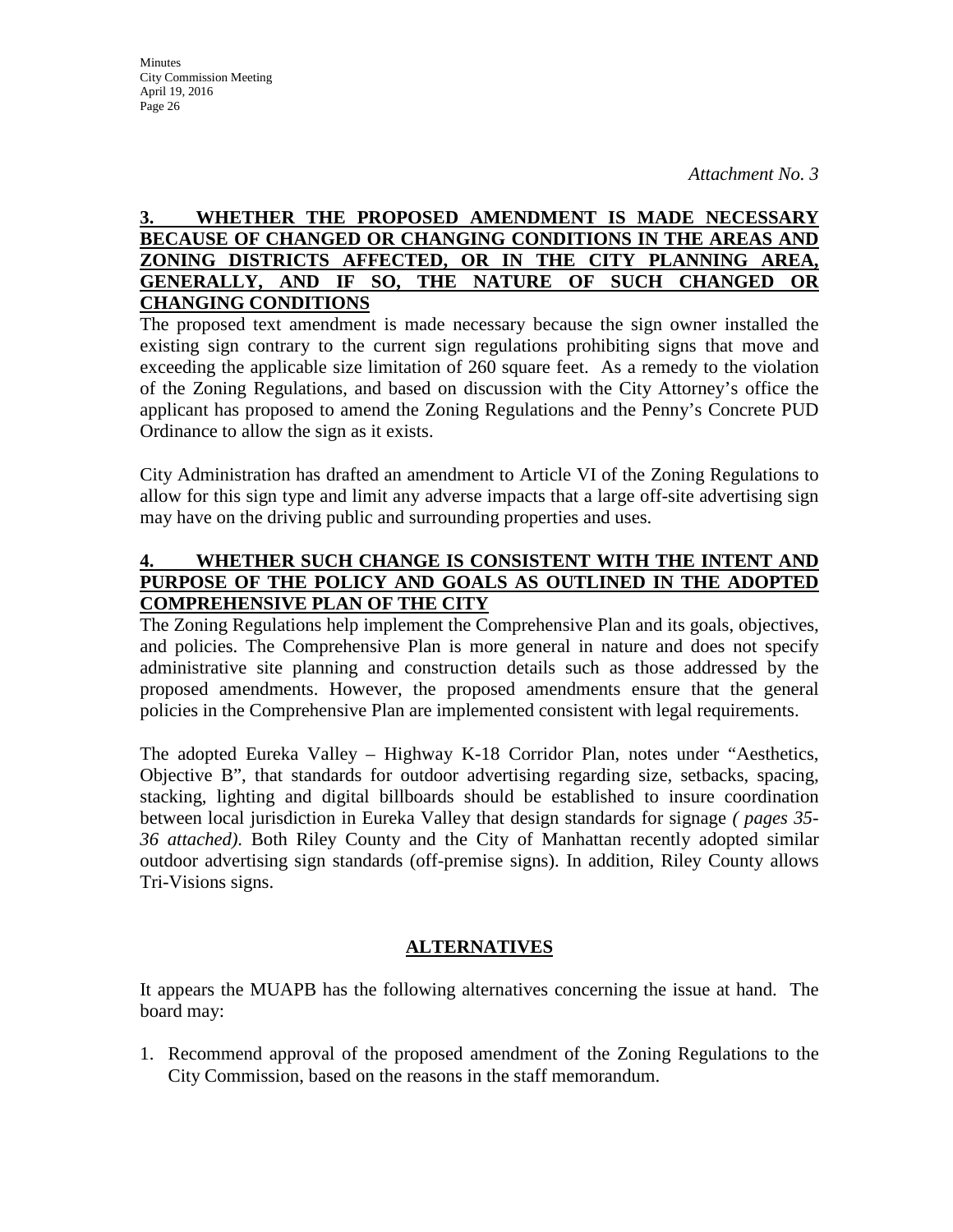*Attachment No. 3*

**3. WHETHER THE PROPOSED AMENDMENT IS MADE NECESSARY BECAUSE OF CHANGED OR CHANGING CONDITIONS IN THE AREAS AND ZONING DISTRICTS AFFECTED, OR IN THE CITY PLANNING AREA, GENERALLY, AND IF SO, THE NATURE OF SUCH CHANGED OR CHANGING CONDITIONS**

The proposed text amendment is made necessary because the sign owner installed the existing sign contrary to the current sign regulations prohibiting signs that move and exceeding the applicable size limitation of 260 square feet. As a remedy to the violation of the Zoning Regulations, and based on discussion with the City Attorney's office the applicant has proposed to amend the Zoning Regulations and the Penny's Concrete PUD Ordinance to allow the sign as it exists.

City Administration has drafted an amendment to Article VI of the Zoning Regulations to allow for this sign type and limit any adverse impacts that a large off-site advertising sign may have on the driving public and surrounding properties and uses.

**4. WHETHER SUCH CHANGE IS CONSISTENT WITH THE INTENT AND PURPOSE OF THE POLICY AND GOALS AS OUTLINED IN THE ADOPTED COMPREHENSIVE PLAN OF THE CITY**

The Zoning Regulations help implement the Comprehensive Plan and its goals, objectives, and policies. The Comprehensive Plan is more general in nature and does not specify administrative site planning and construction details such as those addressed by the proposed amendments. However, the proposed amendments ensure that the general policies in the Comprehensive Plan are implemented consistent with legal requirements.

The adopted Eureka Valley – Highway K-18 Corridor Plan, notes under "Aesthetics, Objective B", that standards for outdoor advertising regarding size, setbacks, spacing, stacking, lighting and digital billboards should be established to insure coordination between local jurisdiction in Eureka Valley that design standards for signage *( pages 35-36 attached)*. Both Riley County and the City of Manhattan recently adopted similar outdoor advertising sign standards (off-premise signs). In addition, Riley County allows Tri-Visions signs.

## ALTERNATIVES

It appears the MUAPB has the following alternatives concerning the issue at hand. The board may:

1. Recommend approval of the proposed amendment of the Zoning Regulations to the City Commission, based on the reasons in the staff memorandum.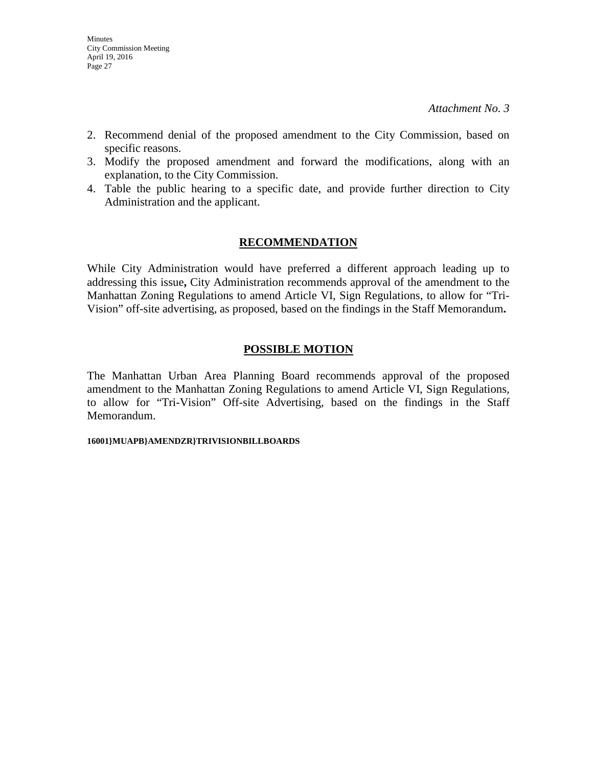*Attachment No. 3*

2. Recommend denial of the proposed amendment to the City Commission, based on specific reasons.
3. Modify the proposed amendment and forward the modifications, along with an explanation, to the City Commission.
4. Table the public hearing to a specific date, and provide further direction to City Administration and the applicant.

## RECOMMENDATION

While City Administration would have preferred a different approach leading up to addressing this issue**,** City Administration recommends approval of the amendment to the Manhattan Zoning Regulations to amend Article VI, Sign Regulations, to allow for "Tri-Vision" off-site advertising, as proposed, based on the findings in the Staff Memorandum**.**

## POSSIBLE MOTION

The Manhattan Urban Area Planning Board recommends approval of the proposed amendment to the Manhattan Zoning Regulations to amend Article VI, Sign Regulations, to allow for "Tri-Vision" Off-site Advertising, based on the findings in the Staff Memorandum.

**16001}MUAPB}AMENDZR}TRIVISIONBILLBOARDS**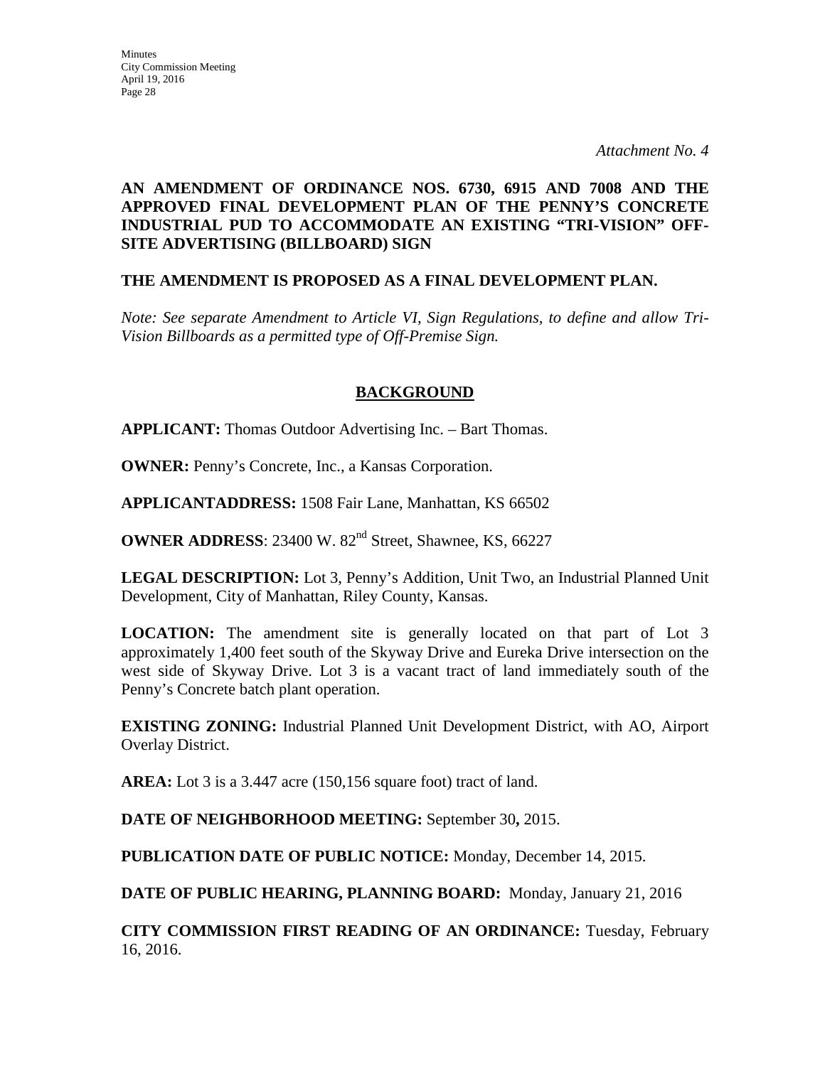*Attachment No. 4*

**AN AMENDMENT OF ORDINANCE NOS. 6730, 6915 AND 7008 AND THE APPROVED FINAL DEVELOPMENT PLAN OF THE PENNY'S CONCRETE INDUSTRIAL PUD TO ACCOMMODATE AN EXISTING "TRI-VISION" OFF-SITE ADVERTISING (BILLBOARD) SIGN**

**THE AMENDMENT IS PROPOSED AS A FINAL DEVELOPMENT PLAN.**

*Note: See separate Amendment to Article VI, Sign Regulations, to define and allow Tri-Vision Billboards as a permitted type of Off-Premise Sign.*

## BACKGROUND

**APPLICANT:** Thomas Outdoor Advertising Inc. – Bart Thomas.

**OWNER:** Penny's Concrete, Inc., a Kansas Corporation.

**APPLICANTADDRESS:** 1508 Fair Lane, Manhattan, KS 66502

**OWNER ADDRESS**: 23400 W. 82nd Street, Shawnee, KS, 66227

**LEGAL DESCRIPTION:** Lot 3, Penny's Addition, Unit Two, an Industrial Planned Unit Development, City of Manhattan, Riley County, Kansas.

**LOCATION:** The amendment site is generally located on that part of Lot 3 approximately 1,400 feet south of the Skyway Drive and Eureka Drive intersection on the west side of Skyway Drive. Lot 3 is a vacant tract of land immediately south of the Penny's Concrete batch plant operation.

**EXISTING ZONING:** Industrial Planned Unit Development District, with AO, Airport Overlay District.

**AREA:** Lot 3 is a 3.447 acre (150,156 square foot) tract of land.

**DATE OF NEIGHBORHOOD MEETING:** September 30**,** 2015.

**PUBLICATION DATE OF PUBLIC NOTICE:** Monday, December 14, 2015.

**DATE OF PUBLIC HEARING, PLANNING BOARD:** Monday, January 21, 2016

**CITY COMMISSION FIRST READING OF AN ORDINANCE:** Tuesday, February 16, 2016.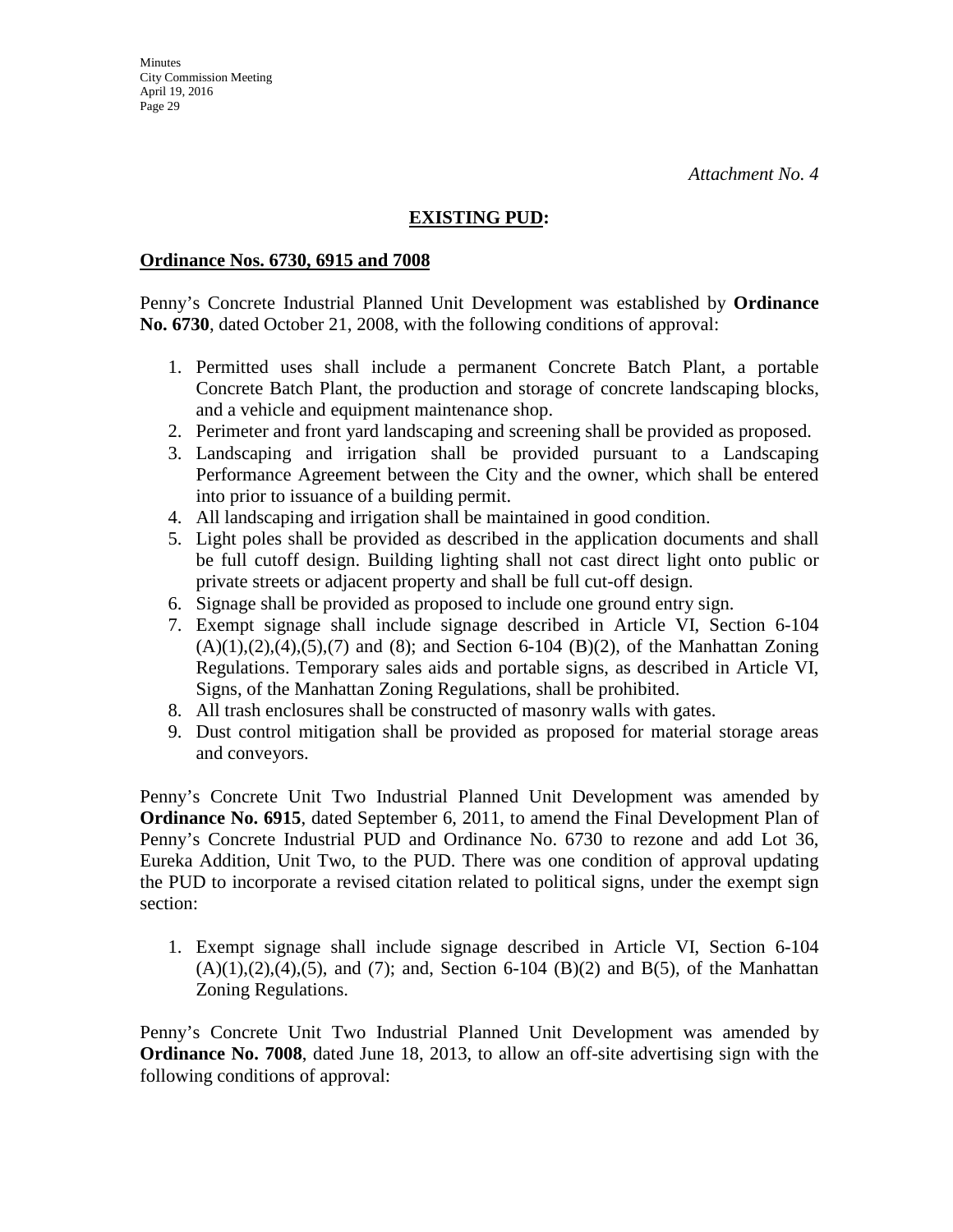*Attachment No. 4*

## **EXISTING PUD:**

**Ordinance Nos. 6730, 6915 and 7008**

Penny's Concrete Industrial Planned Unit Development was established by **Ordinance No. 6730**, dated October 21, 2008, with the following conditions of approval:

1. Permitted uses shall include a permanent Concrete Batch Plant, a portable Concrete Batch Plant, the production and storage of concrete landscaping blocks, and a vehicle and equipment maintenance shop.
2. Perimeter and front yard landscaping and screening shall be provided as proposed.
3. Landscaping and irrigation shall be provided pursuant to a Landscaping Performance Agreement between the City and the owner, which shall be entered into prior to issuance of a building permit.
4. All landscaping and irrigation shall be maintained in good condition.
5. Light poles shall be provided as described in the application documents and shall be full cutoff design. Building lighting shall not cast direct light onto public or private streets or adjacent property and shall be full cut-off design.
6. Signage shall be provided as proposed to include one ground entry sign.
7. Exempt signage shall include signage described in Article VI, Section 6-104 (A)(1),(2),(4),(5),(7) and (8); and Section 6-104 (B)(2), of the Manhattan Zoning Regulations. Temporary sales aids and portable signs, as described in Article VI, Signs, of the Manhattan Zoning Regulations, shall be prohibited.
8. All trash enclosures shall be constructed of masonry walls with gates.
9. Dust control mitigation shall be provided as proposed for material storage areas and conveyors.

Penny's Concrete Unit Two Industrial Planned Unit Development was amended by **Ordinance No. 6915**, dated September 6, 2011, to amend the Final Development Plan of Penny's Concrete Industrial PUD and Ordinance No. 6730 to rezone and add Lot 36, Eureka Addition, Unit Two, to the PUD. There was one condition of approval updating the PUD to incorporate a revised citation related to political signs, under the exempt sign section:

1. Exempt signage shall include signage described in Article VI, Section 6-104 (A)(1),(2),(4),(5), and (7); and, Section 6-104 (B)(2) and B(5), of the Manhattan Zoning Regulations.

Penny's Concrete Unit Two Industrial Planned Unit Development was amended by **Ordinance No. 7008**, dated June 18, 2013, to allow an off-site advertising sign with the following conditions of approval: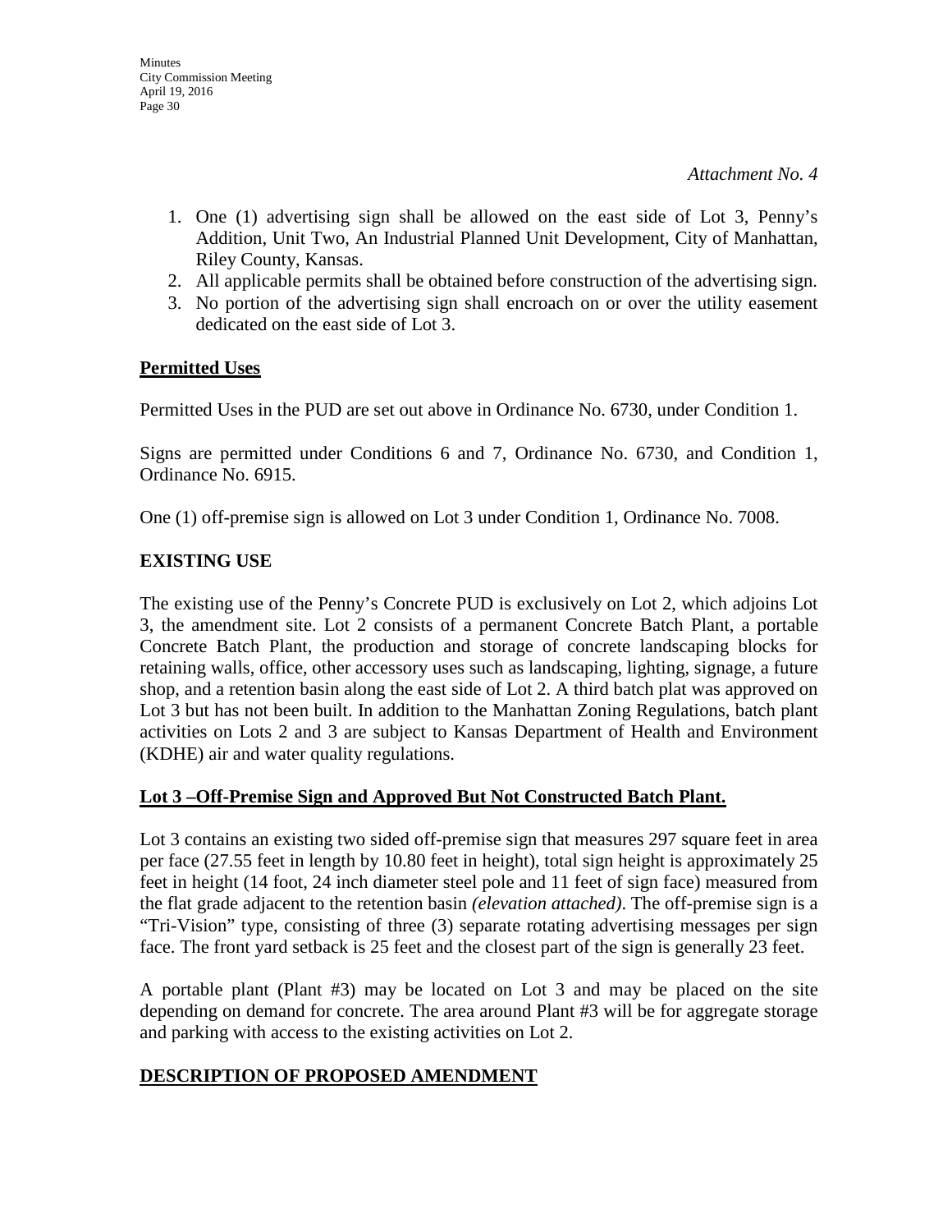*Attachment No. 4*

1. One (1) advertising sign shall be allowed on the east side of Lot 3, Penny's Addition, Unit Two, An Industrial Planned Unit Development, City of Manhattan, Riley County, Kansas.
2. All applicable permits shall be obtained before construction of the advertising sign.
3. No portion of the advertising sign shall encroach on or over the utility easement dedicated on the east side of Lot 3.

**Permitted Uses**

Permitted Uses in the PUD are set out above in Ordinance No. 6730, under Condition 1.

Signs are permitted under Conditions 6 and 7, Ordinance No. 6730, and Condition 1, Ordinance No. 6915.

One (1) off-premise sign is allowed on Lot 3 under Condition 1, Ordinance No. 7008.

**EXISTING USE**

The existing use of the Penny's Concrete PUD is exclusively on Lot 2, which adjoins Lot 3, the amendment site. Lot 2 consists of a permanent Concrete Batch Plant, a portable Concrete Batch Plant, the production and storage of concrete landscaping blocks for retaining walls, office, other accessory uses such as landscaping, lighting, signage, a future shop, and a retention basin along the east side of Lot 2. A third batch plat was approved on Lot 3 but has not been built. In addition to the Manhattan Zoning Regulations, batch plant activities on Lots 2 and 3 are subject to Kansas Department of Health and Environment (KDHE) air and water quality regulations.

**Lot 3 –Off-Premise Sign and Approved But Not Constructed Batch Plant.**

Lot 3 contains an existing two sided off-premise sign that measures 297 square feet in area per face (27.55 feet in length by 10.80 feet in height), total sign height is approximately 25 feet in height (14 foot, 24 inch diameter steel pole and 11 feet of sign face) measured from the flat grade adjacent to the retention basin *(elevation attached)*. The off-premise sign is a "Tri-Vision" type, consisting of three (3) separate rotating advertising messages per sign face. The front yard setback is 25 feet and the closest part of the sign is generally 23 feet.

A portable plant (Plant #3) may be located on Lot 3 and may be placed on the site depending on demand for concrete. The area around Plant #3 will be for aggregate storage and parking with access to the existing activities on Lot 2.

**DESCRIPTION OF PROPOSED AMENDMENT**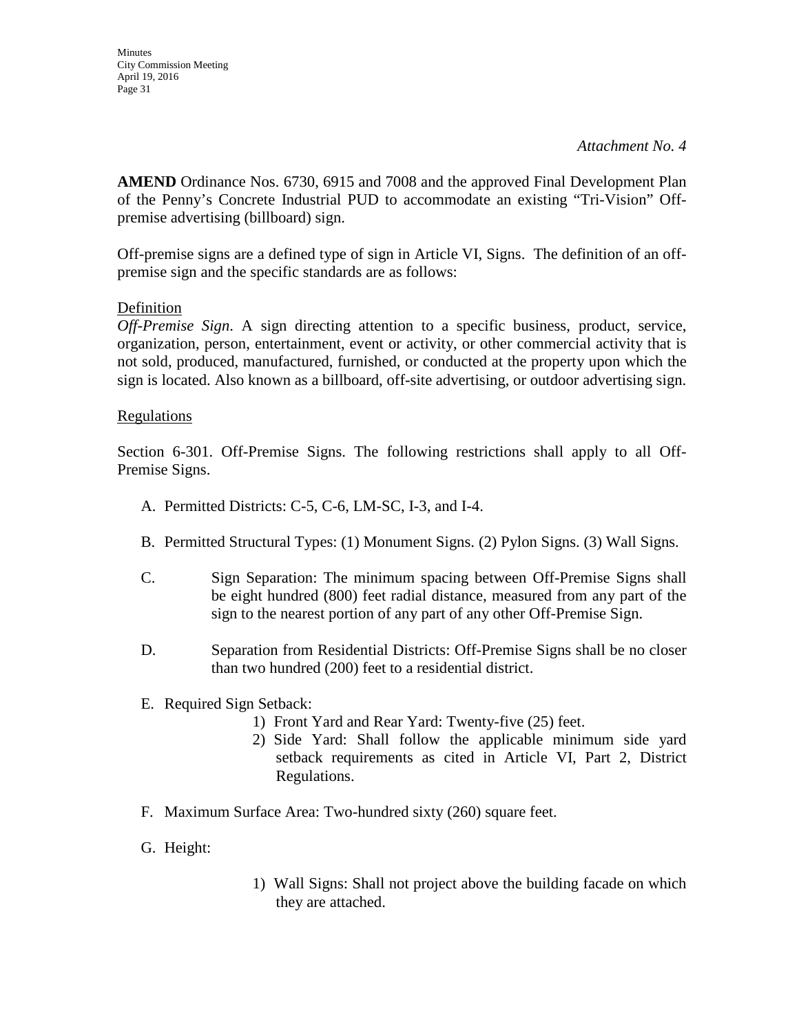*Attachment No. 4*

**AMEND** Ordinance Nos. 6730, 6915 and 7008 and the approved Final Development Plan of the Penny's Concrete Industrial PUD to accommodate an existing "Tri-Vision" Off-premise advertising (billboard) sign.

Off-premise signs are a defined type of sign in Article VI, Signs. The definition of an off-premise sign and the specific standards are as follows:

<u>Definition</u>

*Off-Premise Sign*. A sign directing attention to a specific business, product, service, organization, person, entertainment, event or activity, or other commercial activity that is not sold, produced, manufactured, furnished, or conducted at the property upon which the sign is located. Also known as a billboard, off-site advertising, or outdoor advertising sign.

<u>Regulations</u>

Section 6-301. Off-Premise Signs. The following restrictions shall apply to all Off-Premise Signs.

A. Permitted Districts: C-5, C-6, LM-SC, I-3, and I-4.

B. Permitted Structural Types: (1) Monument Signs. (2) Pylon Signs. (3) Wall Signs.

C. Sign Separation: The minimum spacing between Off-Premise Signs shall be eight hundred (800) feet radial distance, measured from any part of the sign to the nearest portion of any part of any other Off-Premise Sign.

D. Separation from Residential Districts: Off-Premise Signs shall be no closer than two hundred (200) feet to a residential district.

E. Required Sign Setback:
   1) Front Yard and Rear Yard: Twenty-five (25) feet.
   2) Side Yard: Shall follow the applicable minimum side yard setback requirements as cited in Article VI, Part 2, District Regulations.

F. Maximum Surface Area: Two-hundred sixty (260) square feet.

G. Height:
   1) Wall Signs: Shall not project above the building facade on which they are attached.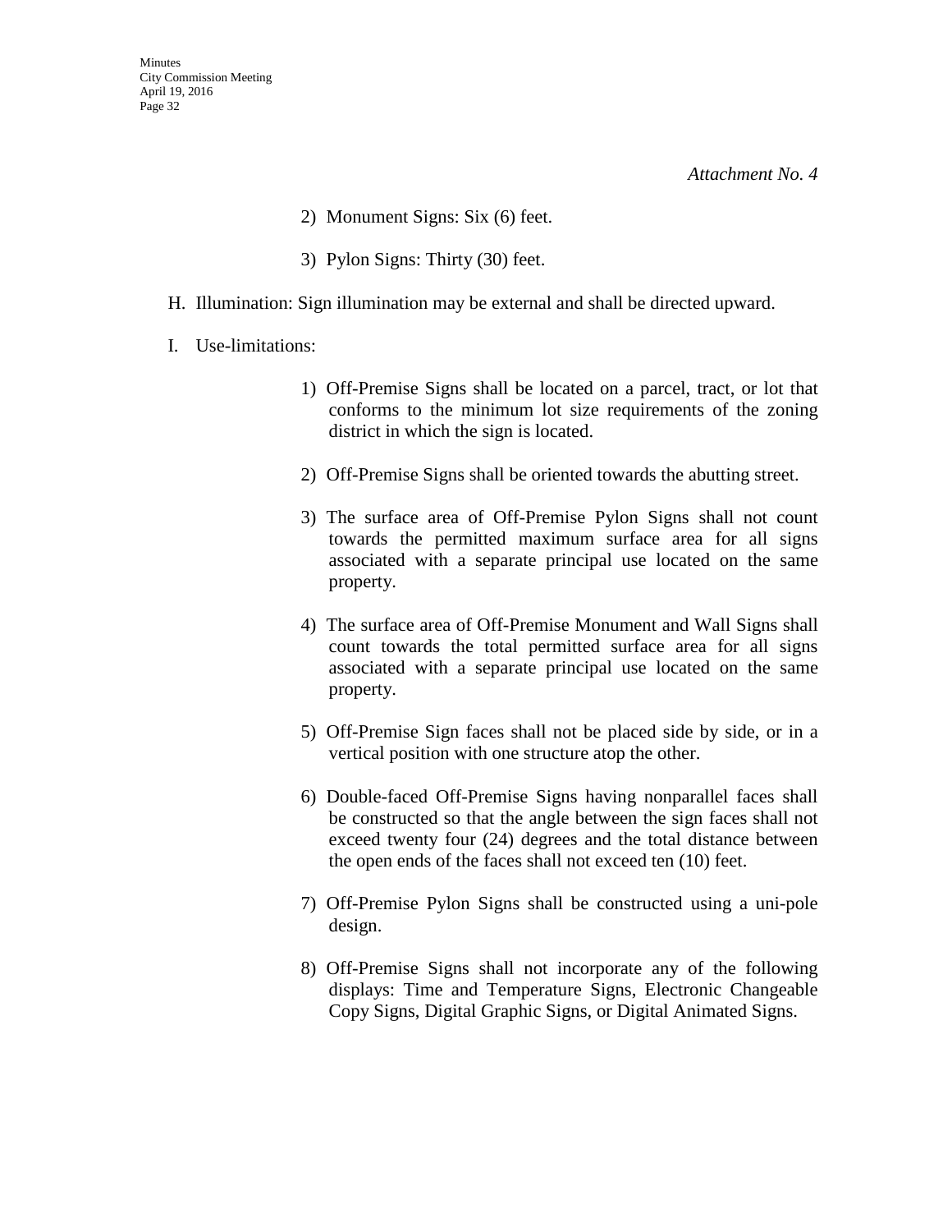*Attachment No. 4*

2) Monument Signs: Six (6) feet.

3) Pylon Signs: Thirty (30) feet.

H. Illumination: Sign illumination may be external and shall be directed upward.

I. Use-limitations:

1) Off-Premise Signs shall be located on a parcel, tract, or lot that conforms to the minimum lot size requirements of the zoning district in which the sign is located.

2) Off-Premise Signs shall be oriented towards the abutting street.

3) The surface area of Off-Premise Pylon Signs shall not count towards the permitted maximum surface area for all signs associated with a separate principal use located on the same property.

4) The surface area of Off-Premise Monument and Wall Signs shall count towards the total permitted surface area for all signs associated with a separate principal use located on the same property.

5) Off-Premise Sign faces shall not be placed side by side, or in a vertical position with one structure atop the other.

6) Double-faced Off-Premise Signs having nonparallel faces shall be constructed so that the angle between the sign faces shall not exceed twenty four (24) degrees and the total distance between the open ends of the faces shall not exceed ten (10) feet.

7) Off-Premise Pylon Signs shall be constructed using a uni-pole design.

8) Off-Premise Signs shall not incorporate any of the following displays: Time and Temperature Signs, Electronic Changeable Copy Signs, Digital Graphic Signs, or Digital Animated Signs.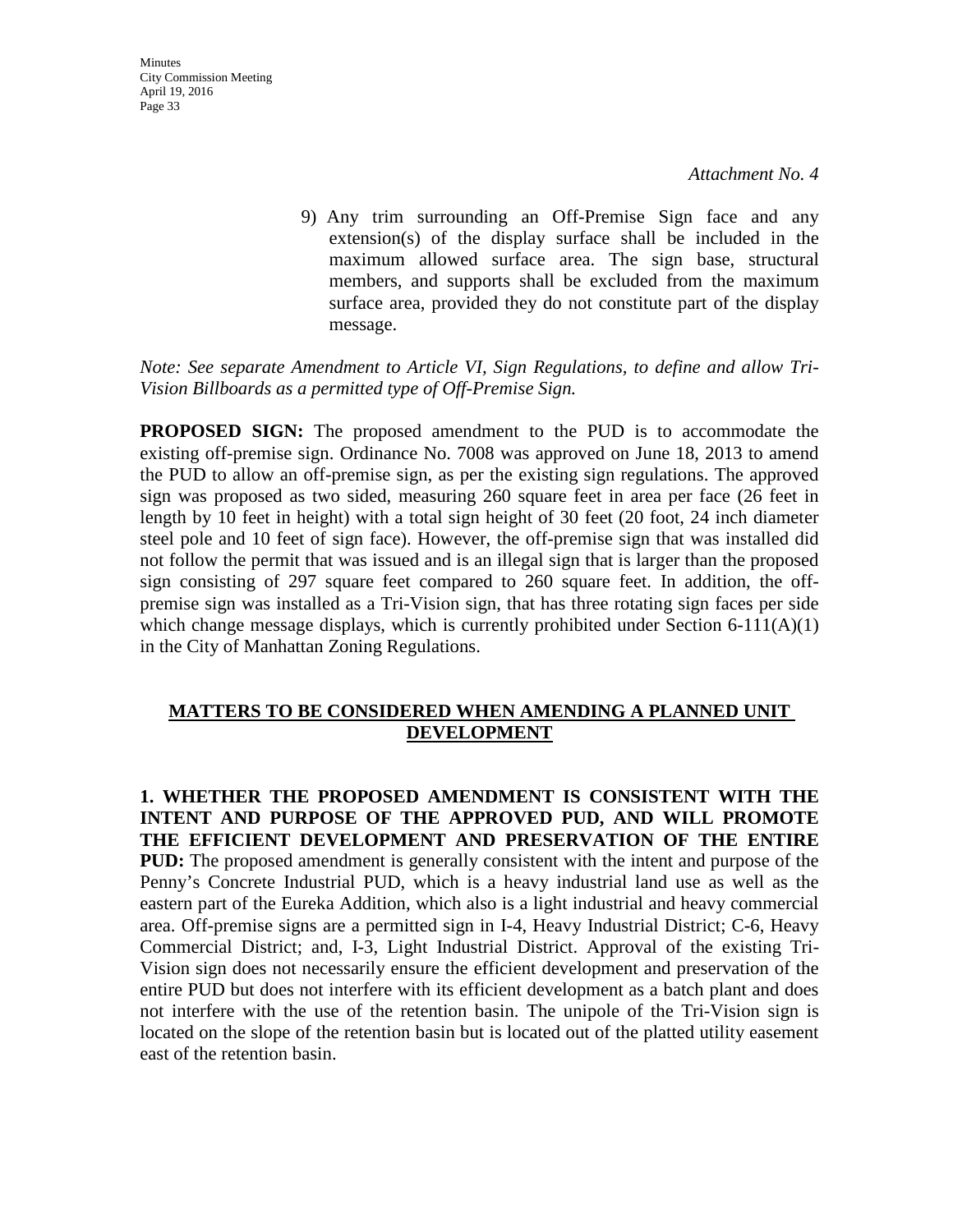*Attachment No. 4*

9) Any trim surrounding an Off-Premise Sign face and any extension(s) of the display surface shall be included in the maximum allowed surface area. The sign base, structural members, and supports shall be excluded from the maximum surface area, provided they do not constitute part of the display message.

*Note: See separate Amendment to Article VI, Sign Regulations, to define and allow Tri-Vision Billboards as a permitted type of Off-Premise Sign.*

**PROPOSED SIGN:** The proposed amendment to the PUD is to accommodate the existing off-premise sign. Ordinance No. 7008 was approved on June 18, 2013 to amend the PUD to allow an off-premise sign, as per the existing sign regulations. The approved sign was proposed as two sided, measuring 260 square feet in area per face (26 feet in length by 10 feet in height) with a total sign height of 30 feet (20 foot, 24 inch diameter steel pole and 10 feet of sign face). However, the off-premise sign that was installed did not follow the permit that was issued and is an illegal sign that is larger than the proposed sign consisting of 297 square feet compared to 260 square feet. In addition, the off-premise sign was installed as a Tri-Vision sign, that has three rotating sign faces per side which change message displays, which is currently prohibited under Section 6-111(A)(1) in the City of Manhattan Zoning Regulations.

## MATTERS TO BE CONSIDERED WHEN AMENDING A PLANNED UNIT DEVELOPMENT

**1. WHETHER THE PROPOSED AMENDMENT IS CONSISTENT WITH THE INTENT AND PURPOSE OF THE APPROVED PUD, AND WILL PROMOTE THE EFFICIENT DEVELOPMENT AND PRESERVATION OF THE ENTIRE PUD:** The proposed amendment is generally consistent with the intent and purpose of the Penny's Concrete Industrial PUD, which is a heavy industrial land use as well as the eastern part of the Eureka Addition, which also is a light industrial and heavy commercial area. Off-premise signs are a permitted sign in I-4, Heavy Industrial District; C-6, Heavy Commercial District; and, I-3, Light Industrial District. Approval of the existing Tri-Vision sign does not necessarily ensure the efficient development and preservation of the entire PUD but does not interfere with its efficient development as a batch plant and does not interfere with the use of the retention basin. The unipole of the Tri-Vision sign is located on the slope of the retention basin but is located out of the platted utility easement east of the retention basin.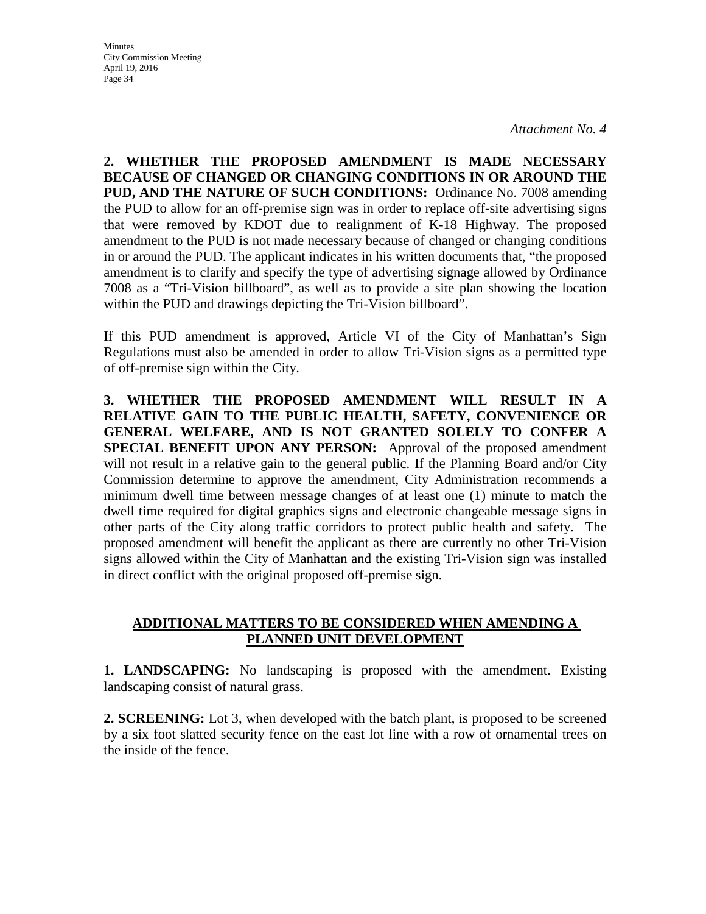*Attachment No. 4*

**2. WHETHER THE PROPOSED AMENDMENT IS MADE NECESSARY BECAUSE OF CHANGED OR CHANGING CONDITIONS IN OR AROUND THE PUD, AND THE NATURE OF SUCH CONDITIONS:** Ordinance No. 7008 amending the PUD to allow for an off-premise sign was in order to replace off-site advertising signs that were removed by KDOT due to realignment of K-18 Highway. The proposed amendment to the PUD is not made necessary because of changed or changing conditions in or around the PUD. The applicant indicates in his written documents that, "the proposed amendment is to clarify and specify the type of advertising signage allowed by Ordinance 7008 as a "Tri-Vision billboard", as well as to provide a site plan showing the location within the PUD and drawings depicting the Tri-Vision billboard".

If this PUD amendment is approved, Article VI of the City of Manhattan's Sign Regulations must also be amended in order to allow Tri-Vision signs as a permitted type of off-premise sign within the City.

**3. WHETHER THE PROPOSED AMENDMENT WILL RESULT IN A RELATIVE GAIN TO THE PUBLIC HEALTH, SAFETY, CONVENIENCE OR GENERAL WELFARE, AND IS NOT GRANTED SOLELY TO CONFER A SPECIAL BENEFIT UPON ANY PERSON:** Approval of the proposed amendment will not result in a relative gain to the general public. If the Planning Board and/or City Commission determine to approve the amendment, City Administration recommends a minimum dwell time between message changes of at least one (1) minute to match the dwell time required for digital graphics signs and electronic changeable message signs in other parts of the City along traffic corridors to protect public health and safety. The proposed amendment will benefit the applicant as there are currently no other Tri-Vision signs allowed within the City of Manhattan and the existing Tri-Vision sign was installed in direct conflict with the original proposed off-premise sign.

## ADDITIONAL MATTERS TO BE CONSIDERED WHEN AMENDING A PLANNED UNIT DEVELOPMENT

**1. LANDSCAPING:** No landscaping is proposed with the amendment. Existing landscaping consist of natural grass.

**2. SCREENING:** Lot 3, when developed with the batch plant, is proposed to be screened by a six foot slatted security fence on the east lot line with a row of ornamental trees on the inside of the fence.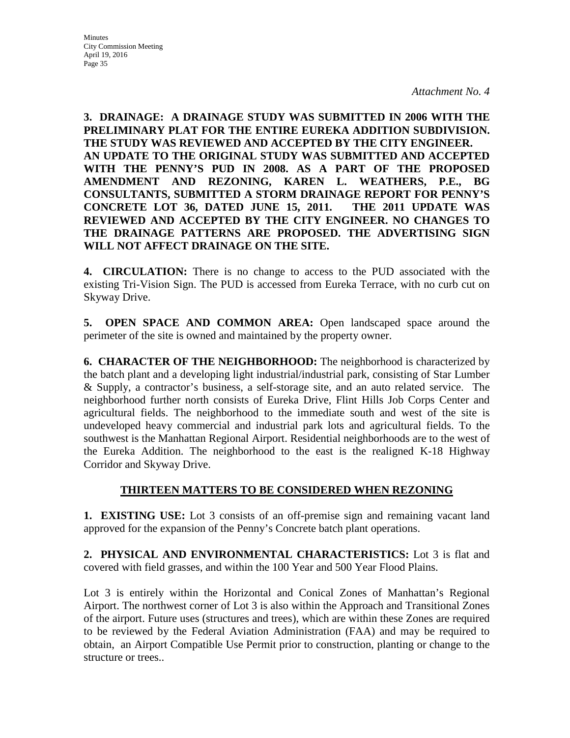*Attachment No. 4*

**3. DRAINAGE: A DRAINAGE STUDY WAS SUBMITTED IN 2006 WITH THE PRELIMINARY PLAT FOR THE ENTIRE EUREKA ADDITION SUBDIVISION. THE STUDY WAS REVIEWED AND ACCEPTED BY THE CITY ENGINEER. AN UPDATE TO THE ORIGINAL STUDY WAS SUBMITTED AND ACCEPTED WITH THE PENNY'S PUD IN 2008. AS A PART OF THE PROPOSED AMENDMENT AND REZONING, KAREN L. WEATHERS, P.E., BG CONSULTANTS, SUBMITTED A STORM DRAINAGE REPORT FOR PENNY'S CONCRETE LOT 36, DATED JUNE 15, 2011. THE 2011 UPDATE WAS REVIEWED AND ACCEPTED BY THE CITY ENGINEER. NO CHANGES TO THE DRAINAGE PATTERNS ARE PROPOSED. THE ADVERTISING SIGN WILL NOT AFFECT DRAINAGE ON THE SITE.**

**4. CIRCULATION:** There is no change to access to the PUD associated with the existing Tri-Vision Sign. The PUD is accessed from Eureka Terrace, with no curb cut on Skyway Drive.

**5. OPEN SPACE AND COMMON AREA:** Open landscaped space around the perimeter of the site is owned and maintained by the property owner.

**6. CHARACTER OF THE NEIGHBORHOOD:** The neighborhood is characterized by the batch plant and a developing light industrial/industrial park, consisting of Star Lumber & Supply, a contractor's business, a self-storage site, and an auto related service. The neighborhood further north consists of Eureka Drive, Flint Hills Job Corps Center and agricultural fields. The neighborhood to the immediate south and west of the site is undeveloped heavy commercial and industrial park lots and agricultural fields. To the southwest is the Manhattan Regional Airport. Residential neighborhoods are to the west of the Eureka Addition. The neighborhood to the east is the realigned K-18 Highway Corridor and Skyway Drive.

## THIRTEEN MATTERS TO BE CONSIDERED WHEN REZONING

**1. EXISTING USE:** Lot 3 consists of an off-premise sign and remaining vacant land approved for the expansion of the Penny's Concrete batch plant operations.

**2. PHYSICAL AND ENVIRONMENTAL CHARACTERISTICS:** Lot 3 is flat and covered with field grasses, and within the 100 Year and 500 Year Flood Plains.

Lot 3 is entirely within the Horizontal and Conical Zones of Manhattan's Regional Airport. The northwest corner of Lot 3 is also within the Approach and Transitional Zones of the airport. Future uses (structures and trees), which are within these Zones are required to be reviewed by the Federal Aviation Administration (FAA) and may be required to obtain, an Airport Compatible Use Permit prior to construction, planting or change to the structure or trees..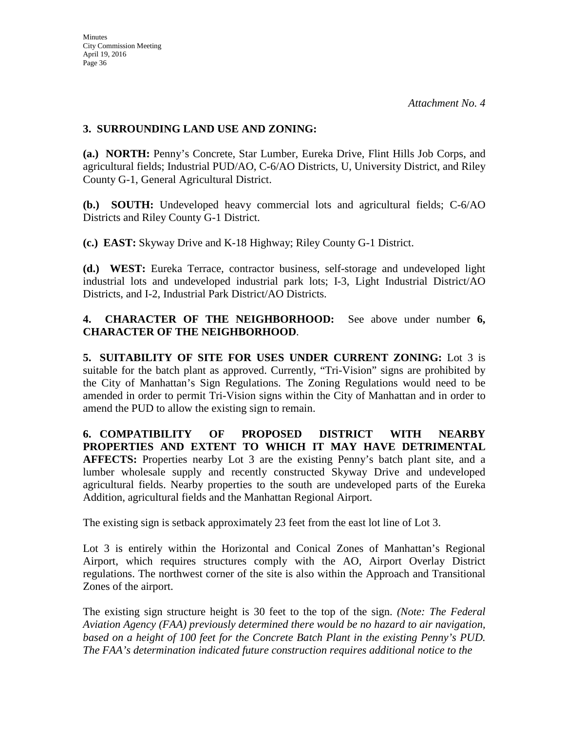*Attachment No. 4*

**3. SURROUNDING LAND USE AND ZONING:**

**(a.) NORTH:** Penny's Concrete, Star Lumber, Eureka Drive, Flint Hills Job Corps, and agricultural fields; Industrial PUD/AO, C-6/AO Districts, U, University District, and Riley County G-1, General Agricultural District.

**(b.) SOUTH:** Undeveloped heavy commercial lots and agricultural fields; C-6/AO Districts and Riley County G-1 District.

**(c.) EAST:** Skyway Drive and K-18 Highway; Riley County G-1 District.

**(d.) WEST:** Eureka Terrace, contractor business, self-storage and undeveloped light industrial lots and undeveloped industrial park lots; I-3, Light Industrial District/AO Districts, and I-2, Industrial Park District/AO Districts.

**4. CHARACTER OF THE NEIGHBORHOOD:** See above under number **6, CHARACTER OF THE NEIGHBORHOOD**.

**5. SUITABILITY OF SITE FOR USES UNDER CURRENT ZONING:** Lot 3 is suitable for the batch plant as approved. Currently, "Tri-Vision" signs are prohibited by the City of Manhattan's Sign Regulations. The Zoning Regulations would need to be amended in order to permit Tri-Vision signs within the City of Manhattan and in order to amend the PUD to allow the existing sign to remain.

**6. COMPATIBILITY OF PROPOSED DISTRICT WITH NEARBY PROPERTIES AND EXTENT TO WHICH IT MAY HAVE DETRIMENTAL AFFECTS:** Properties nearby Lot 3 are the existing Penny's batch plant site, and a lumber wholesale supply and recently constructed Skyway Drive and undeveloped agricultural fields. Nearby properties to the south are undeveloped parts of the Eureka Addition, agricultural fields and the Manhattan Regional Airport.

The existing sign is setback approximately 23 feet from the east lot line of Lot 3.

Lot 3 is entirely within the Horizontal and Conical Zones of Manhattan's Regional Airport, which requires structures comply with the AO, Airport Overlay District regulations. The northwest corner of the site is also within the Approach and Transitional Zones of the airport.

The existing sign structure height is 30 feet to the top of the sign. *(Note: The Federal Aviation Agency (FAA) previously determined there would be no hazard to air navigation, based on a height of 100 feet for the Concrete Batch Plant in the existing Penny's PUD. The FAA's determination indicated future construction requires additional notice to the*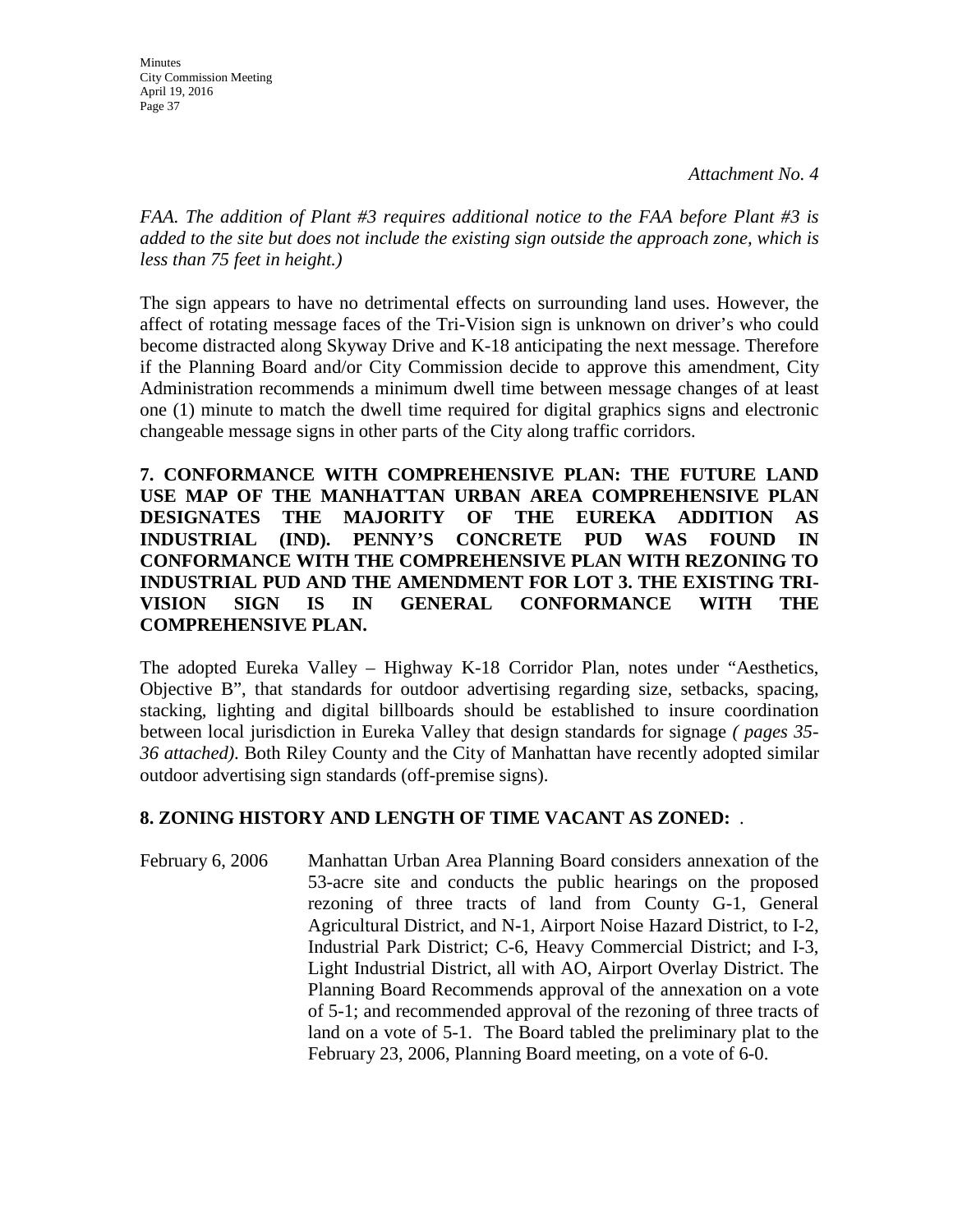*Attachment No. 4*

*FAA. The addition of Plant #3 requires additional notice to the FAA before Plant #3 is added to the site but does not include the existing sign outside the approach zone, which is less than 75 feet in height.)*

The sign appears to have no detrimental effects on surrounding land uses. However, the affect of rotating message faces of the Tri-Vision sign is unknown on driver's who could become distracted along Skyway Drive and K-18 anticipating the next message. Therefore if the Planning Board and/or City Commission decide to approve this amendment, City Administration recommends a minimum dwell time between message changes of at least one (1) minute to match the dwell time required for digital graphics signs and electronic changeable message signs in other parts of the City along traffic corridors.

**7. CONFORMANCE WITH COMPREHENSIVE PLAN: THE FUTURE LAND USE MAP OF THE MANHATTAN URBAN AREA COMPREHENSIVE PLAN DESIGNATES THE MAJORITY OF THE EUREKA ADDITION AS INDUSTRIAL (IND). PENNY'S CONCRETE PUD WAS FOUND IN CONFORMANCE WITH THE COMPREHENSIVE PLAN WITH REZONING TO INDUSTRIAL PUD AND THE AMENDMENT FOR LOT 3. THE EXISTING TRI-VISION SIGN IS IN GENERAL CONFORMANCE WITH THE COMPREHENSIVE PLAN.**

The adopted Eureka Valley – Highway K-18 Corridor Plan, notes under "Aesthetics, Objective B", that standards for outdoor advertising regarding size, setbacks, spacing, stacking, lighting and digital billboards should be established to insure coordination between local jurisdiction in Eureka Valley that design standards for signage *( pages 35-36 attached)*. Both Riley County and the City of Manhattan have recently adopted similar outdoor advertising sign standards (off-premise signs).

**8. ZONING HISTORY AND LENGTH OF TIME VACANT AS ZONED:** .

February 6, 2006 Manhattan Urban Area Planning Board considers annexation of the 53-acre site and conducts the public hearings on the proposed rezoning of three tracts of land from County G-1, General Agricultural District, and N-1, Airport Noise Hazard District, to I-2, Industrial Park District; C-6, Heavy Commercial District; and I-3, Light Industrial District, all with AO, Airport Overlay District. The Planning Board Recommends approval of the annexation on a vote of 5-1; and recommended approval of the rezoning of three tracts of land on a vote of 5-1. The Board tabled the preliminary plat to the February 23, 2006, Planning Board meeting, on a vote of 6-0.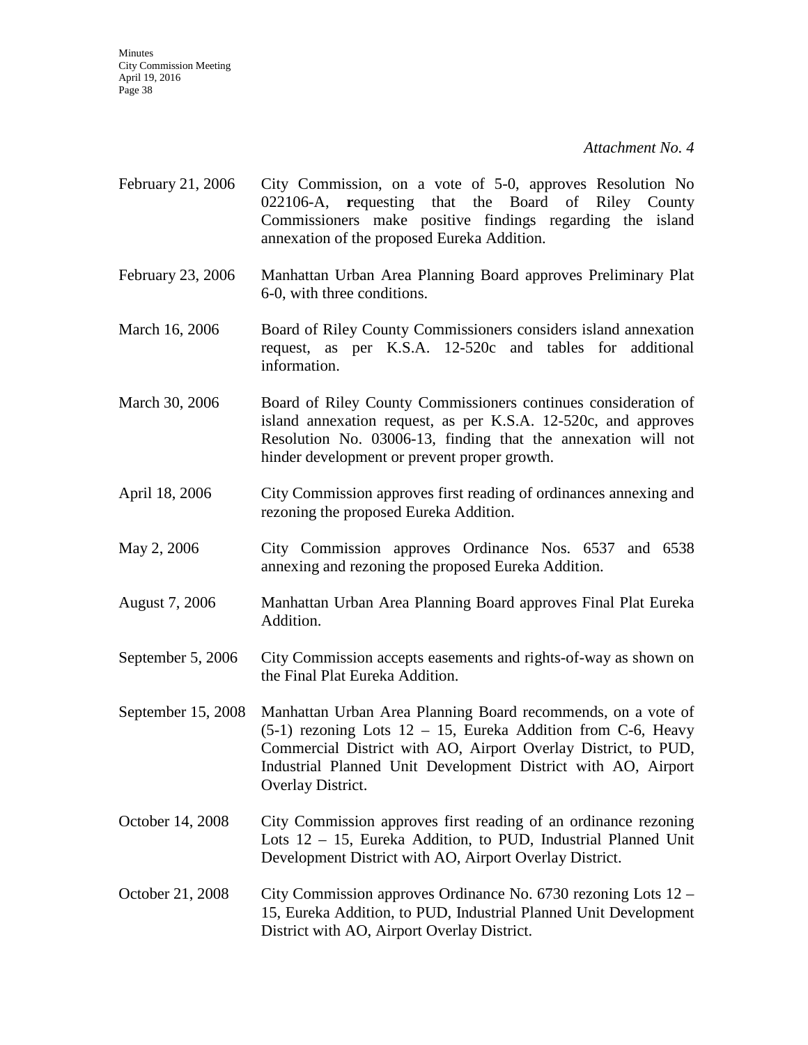*Attachment No. 4*

| | |
|---|---|
| February 21, 2006 | City Commission, on a vote of 5-0, approves Resolution No 022106-A, **r**equesting that the Board of Riley County Commissioners make positive findings regarding the island annexation of the proposed Eureka Addition. |
| February 23, 2006 | Manhattan Urban Area Planning Board approves Preliminary Plat 6-0, with three conditions. |
| March 16, 2006 | Board of Riley County Commissioners considers island annexation request, as per K.S.A. 12-520c and tables for additional information. |
| March 30, 2006 | Board of Riley County Commissioners continues consideration of island annexation request, as per K.S.A. 12-520c, and approves Resolution No. 03006-13, finding that the annexation will not hinder development or prevent proper growth. |
| April 18, 2006 | City Commission approves first reading of ordinances annexing and rezoning the proposed Eureka Addition. |
| May 2, 2006 | City Commission approves Ordinance Nos. 6537 and 6538 annexing and rezoning the proposed Eureka Addition. |
| August 7, 2006 | Manhattan Urban Area Planning Board approves Final Plat Eureka Addition. |
| September 5, 2006 | City Commission accepts easements and rights-of-way as shown on the Final Plat Eureka Addition. |
| September 15, 2008 | Manhattan Urban Area Planning Board recommends, on a vote of (5-1) rezoning Lots 12 – 15, Eureka Addition from C-6, Heavy Commercial District with AO, Airport Overlay District, to PUD, Industrial Planned Unit Development District with AO, Airport Overlay District. |
| October 14, 2008 | City Commission approves first reading of an ordinance rezoning Lots 12 – 15, Eureka Addition, to PUD, Industrial Planned Unit Development District with AO, Airport Overlay District. |
| October 21, 2008 | City Commission approves Ordinance No. 6730 rezoning Lots 12 – 15, Eureka Addition, to PUD, Industrial Planned Unit Development District with AO, Airport Overlay District. |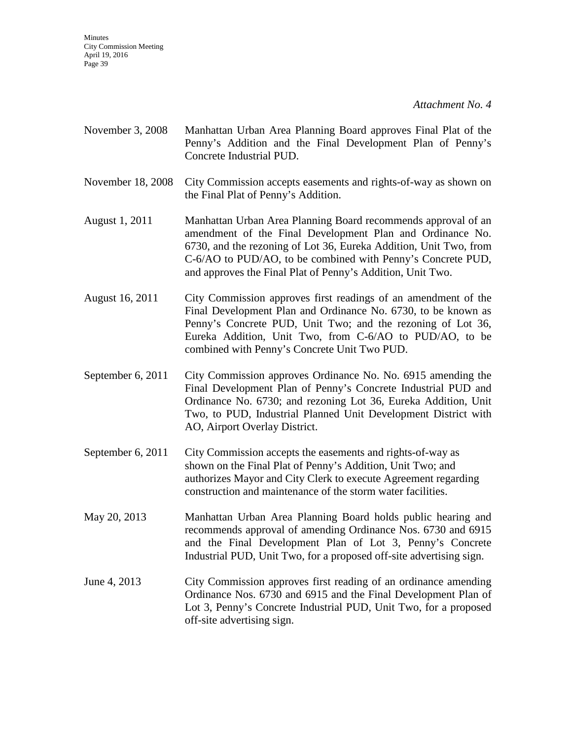*Attachment No. 4*

| | |
|---|---|
| November 3, 2008 | Manhattan Urban Area Planning Board approves Final Plat of the Penny's Addition and the Final Development Plan of Penny's Concrete Industrial PUD. |
| November 18, 2008 | City Commission accepts easements and rights-of-way as shown on the Final Plat of Penny's Addition. |
| August 1, 2011 | Manhattan Urban Area Planning Board recommends approval of an amendment of the Final Development Plan and Ordinance No. 6730, and the rezoning of Lot 36, Eureka Addition, Unit Two, from C-6/AO to PUD/AO, to be combined with Penny's Concrete PUD, and approves the Final Plat of Penny's Addition, Unit Two. |
| August 16, 2011 | City Commission approves first readings of an amendment of the Final Development Plan and Ordinance No. 6730, to be known as Penny's Concrete PUD, Unit Two; and the rezoning of Lot 36, Eureka Addition, Unit Two, from C-6/AO to PUD/AO, to be combined with Penny's Concrete Unit Two PUD. |
| September 6, 2011 | City Commission approves Ordinance No. No. 6915 amending the Final Development Plan of Penny's Concrete Industrial PUD and Ordinance No. 6730; and rezoning Lot 36, Eureka Addition, Unit Two, to PUD, Industrial Planned Unit Development District with AO, Airport Overlay District. |
| September 6, 2011 | City Commission accepts the easements and rights-of-way as shown on the Final Plat of Penny's Addition, Unit Two; and authorizes Mayor and City Clerk to execute Agreement regarding construction and maintenance of the storm water facilities. |
| May 20, 2013 | Manhattan Urban Area Planning Board holds public hearing and recommends approval of amending Ordinance Nos. 6730 and 6915 and the Final Development Plan of Lot 3, Penny's Concrete Industrial PUD, Unit Two, for a proposed off-site advertising sign. |
| June 4, 2013 | City Commission approves first reading of an ordinance amending Ordinance Nos. 6730 and 6915 and the Final Development Plan of Lot 3, Penny's Concrete Industrial PUD, Unit Two, for a proposed off-site advertising sign. |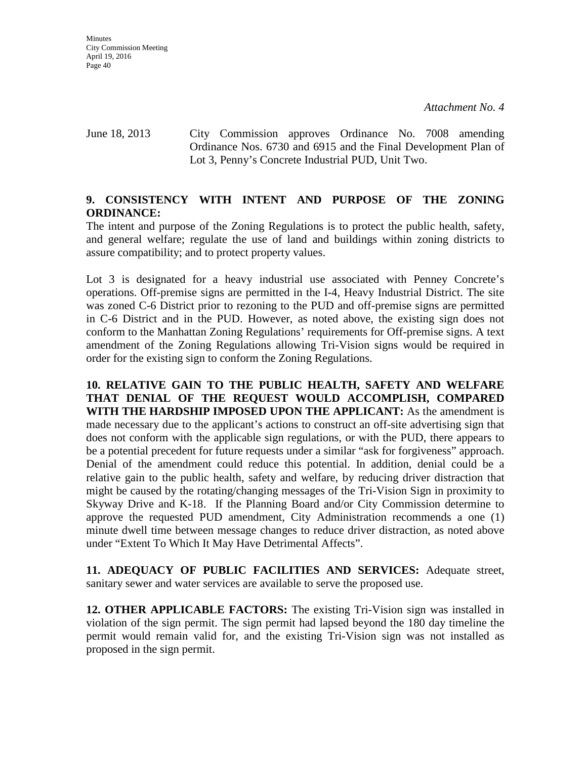*Attachment No. 4*

June 18, 2013 City Commission approves Ordinance No. 7008 amending Ordinance Nos. 6730 and 6915 and the Final Development Plan of Lot 3, Penny's Concrete Industrial PUD, Unit Two.

**9. CONSISTENCY WITH INTENT AND PURPOSE OF THE ZONING ORDINANCE:**

The intent and purpose of the Zoning Regulations is to protect the public health, safety, and general welfare; regulate the use of land and buildings within zoning districts to assure compatibility; and to protect property values.

Lot 3 is designated for a heavy industrial use associated with Penney Concrete's operations. Off-premise signs are permitted in the I-4, Heavy Industrial District. The site was zoned C-6 District prior to rezoning to the PUD and off-premise signs are permitted in C-6 District and in the PUD. However, as noted above, the existing sign does not conform to the Manhattan Zoning Regulations' requirements for Off-premise signs. A text amendment of the Zoning Regulations allowing Tri-Vision signs would be required in order for the existing sign to conform the Zoning Regulations.

**10. RELATIVE GAIN TO THE PUBLIC HEALTH, SAFETY AND WELFARE THAT DENIAL OF THE REQUEST WOULD ACCOMPLISH, COMPARED WITH THE HARDSHIP IMPOSED UPON THE APPLICANT:** As the amendment is made necessary due to the applicant's actions to construct an off-site advertising sign that does not conform with the applicable sign regulations, or with the PUD, there appears to be a potential precedent for future requests under a similar "ask for forgiveness" approach. Denial of the amendment could reduce this potential. In addition, denial could be a relative gain to the public health, safety and welfare, by reducing driver distraction that might be caused by the rotating/changing messages of the Tri-Vision Sign in proximity to Skyway Drive and K-18. If the Planning Board and/or City Commission determine to approve the requested PUD amendment, City Administration recommends a one (1) minute dwell time between message changes to reduce driver distraction, as noted above under "Extent To Which It May Have Detrimental Affects".

**11. ADEQUACY OF PUBLIC FACILITIES AND SERVICES:** Adequate street, sanitary sewer and water services are available to serve the proposed use.

**12. OTHER APPLICABLE FACTORS:** The existing Tri-Vision sign was installed in violation of the sign permit. The sign permit had lapsed beyond the 180 day timeline the permit would remain valid for, and the existing Tri-Vision sign was not installed as proposed in the sign permit.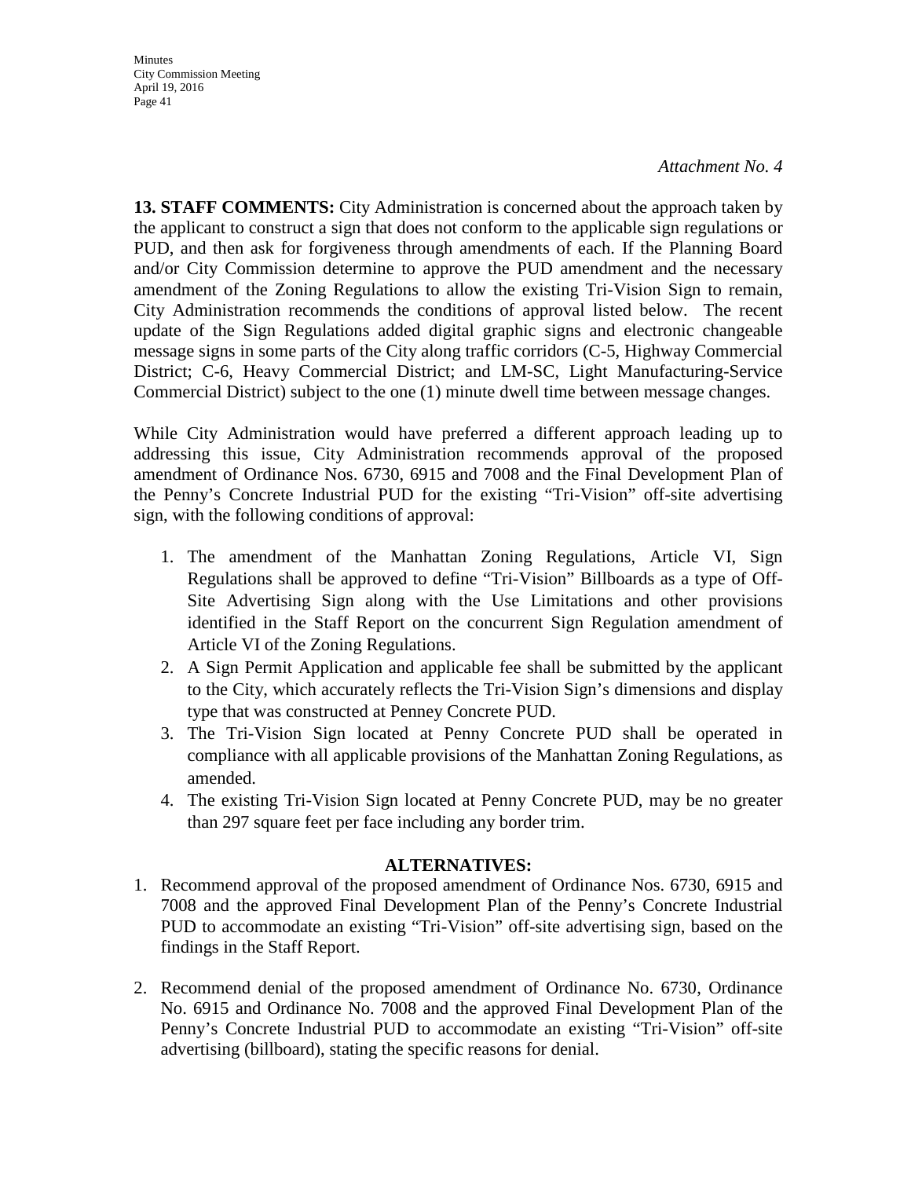*Attachment No. 4*

**13. STAFF COMMENTS:** City Administration is concerned about the approach taken by the applicant to construct a sign that does not conform to the applicable sign regulations or PUD, and then ask for forgiveness through amendments of each. If the Planning Board and/or City Commission determine to approve the PUD amendment and the necessary amendment of the Zoning Regulations to allow the existing Tri-Vision Sign to remain, City Administration recommends the conditions of approval listed below. The recent update of the Sign Regulations added digital graphic signs and electronic changeable message signs in some parts of the City along traffic corridors (C-5, Highway Commercial District; C-6, Heavy Commercial District; and LM-SC, Light Manufacturing-Service Commercial District) subject to the one (1) minute dwell time between message changes.

While City Administration would have preferred a different approach leading up to addressing this issue, City Administration recommends approval of the proposed amendment of Ordinance Nos. 6730, 6915 and 7008 and the Final Development Plan of the Penny's Concrete Industrial PUD for the existing "Tri-Vision" off-site advertising sign, with the following conditions of approval:

1. The amendment of the Manhattan Zoning Regulations, Article VI, Sign Regulations shall be approved to define "Tri-Vision" Billboards as a type of Off-Site Advertising Sign along with the Use Limitations and other provisions identified in the Staff Report on the concurrent Sign Regulation amendment of Article VI of the Zoning Regulations.
2. A Sign Permit Application and applicable fee shall be submitted by the applicant to the City, which accurately reflects the Tri-Vision Sign's dimensions and display type that was constructed at Penney Concrete PUD.
3. The Tri-Vision Sign located at Penny Concrete PUD shall be operated in compliance with all applicable provisions of the Manhattan Zoning Regulations, as amended.
4. The existing Tri-Vision Sign located at Penny Concrete PUD, may be no greater than 297 square feet per face including any border trim.

**ALTERNATIVES:**

1. Recommend approval of the proposed amendment of Ordinance Nos. 6730, 6915 and 7008 and the approved Final Development Plan of the Penny's Concrete Industrial PUD to accommodate an existing "Tri-Vision" off-site advertising sign, based on the findings in the Staff Report.

2. Recommend denial of the proposed amendment of Ordinance No. 6730, Ordinance No. 6915 and Ordinance No. 7008 and the approved Final Development Plan of the Penny's Concrete Industrial PUD to accommodate an existing "Tri-Vision" off-site advertising (billboard), stating the specific reasons for denial.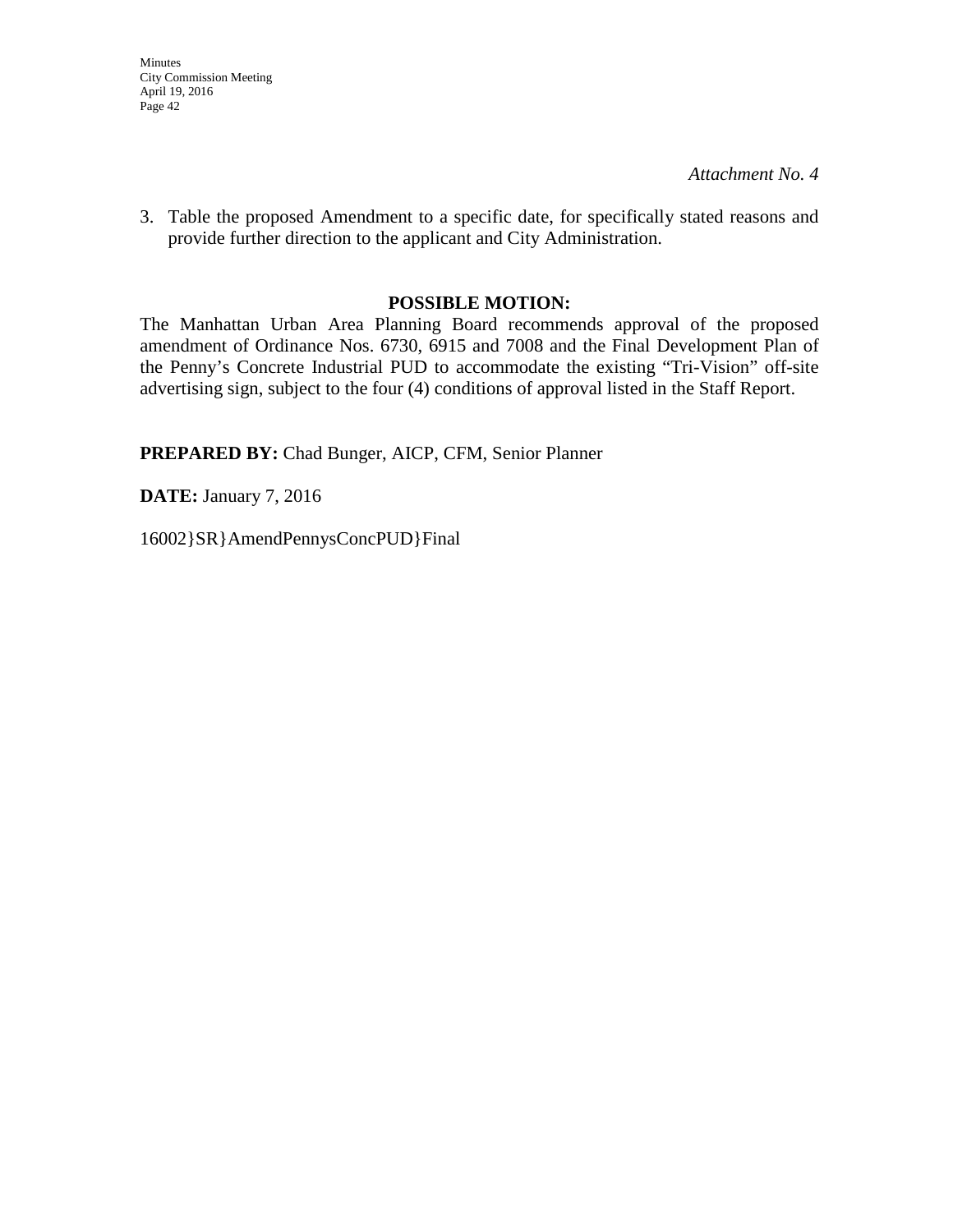*Attachment No. 4*

3. Table the proposed Amendment to a specific date, for specifically stated reasons and provide further direction to the applicant and City Administration.

**POSSIBLE MOTION:**

The Manhattan Urban Area Planning Board recommends approval of the proposed amendment of Ordinance Nos. 6730, 6915 and 7008 and the Final Development Plan of the Penny's Concrete Industrial PUD to accommodate the existing "Tri-Vision" off-site advertising sign, subject to the four (4) conditions of approval listed in the Staff Report.

**PREPARED BY:** Chad Bunger, AICP, CFM, Senior Planner

**DATE:** January 7, 2016

16002}SR}AmendPennysConcPUD}Final